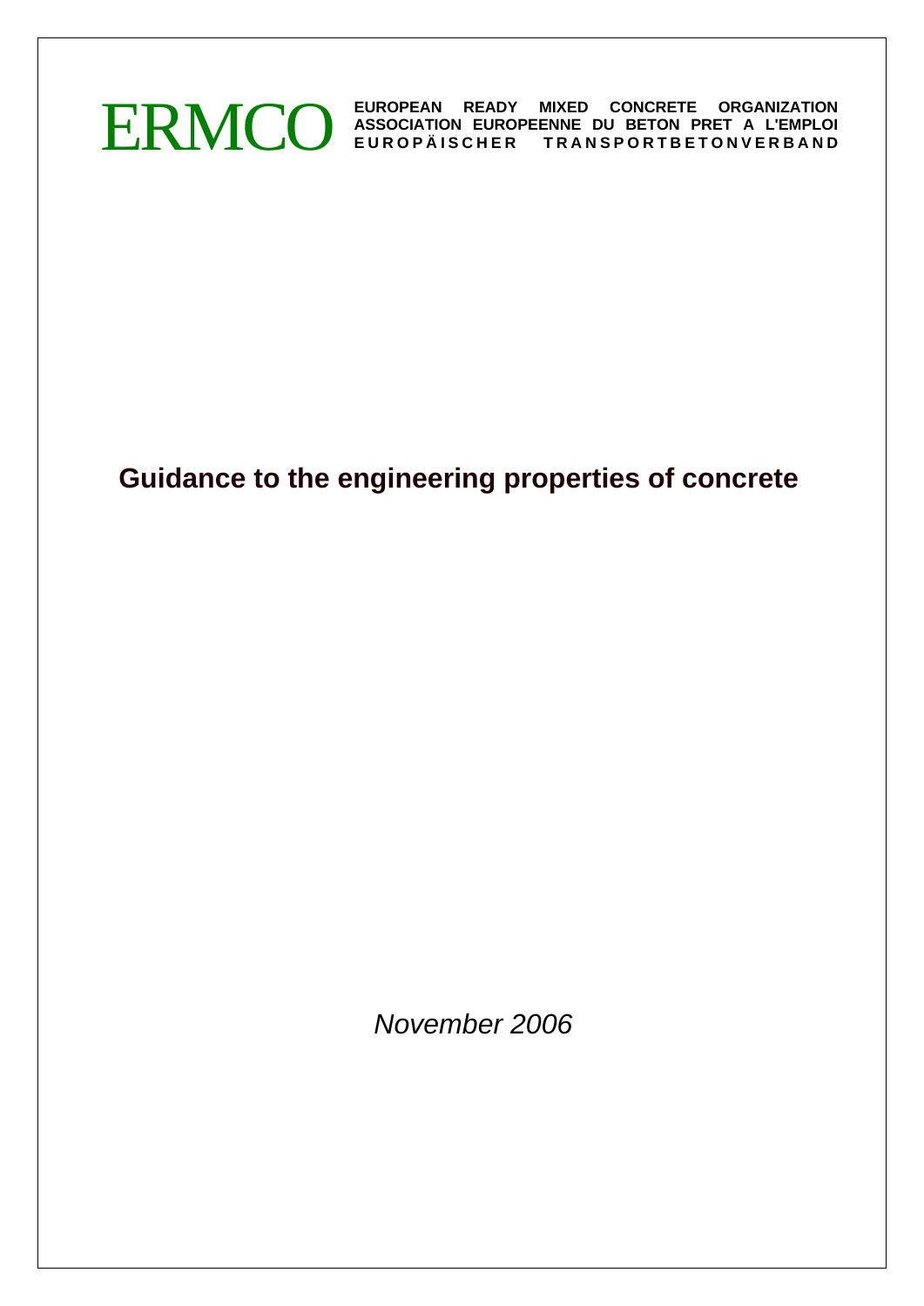ERMCO

**EUROPEAN READY MIXED CONCRETE ORGANIZATION**
**ASSOCIATION EUROPEENNE DU BETON PRET A L'EMPLOI**
**EUROPÄISCHER TRANSPORTBETONVERBAND**

# Guidance to the engineering properties of concrete

*November 2006*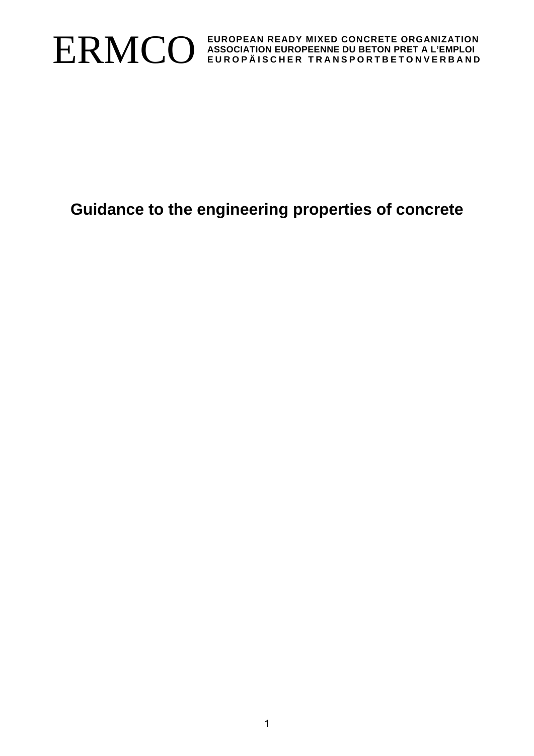ERMCO

**EUROPEAN READY MIXED CONCRETE ORGANIZATION**
**ASSOCIATION EUROPEENNE DU BETON PRET A L'EMPLOI**
**EUROPÄISCHER TRANSPORTBETONVERBAND**

# Guidance to the engineering properties of concrete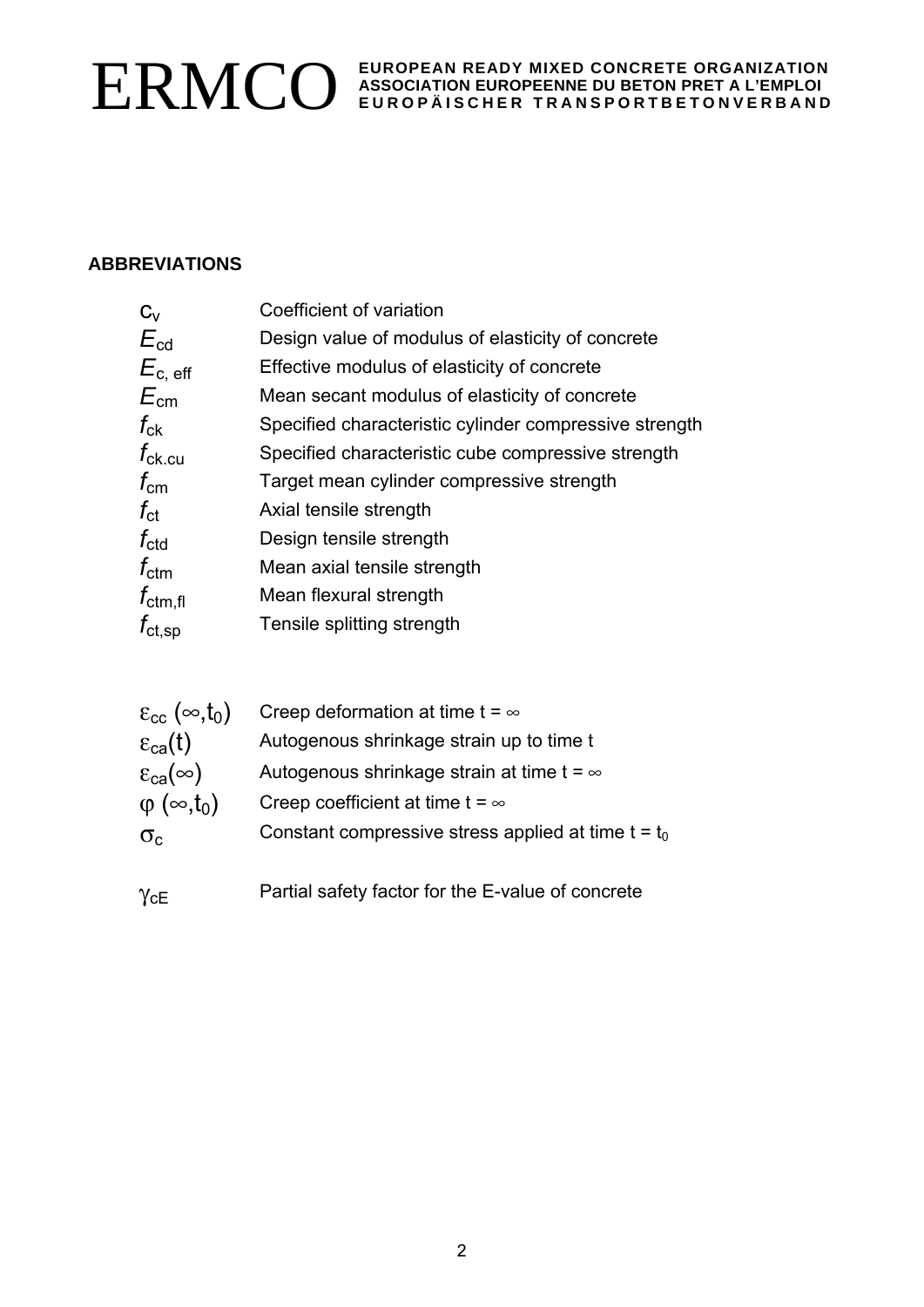## ABBREVIATIONS

| | |
|---|---|
| $c_v$ | Coefficient of variation |
| $E_{cd}$ | Design value of modulus of elasticity of concrete |
| $E_{c,\,eff}$ | Effective modulus of elasticity of concrete |
| $E_{cm}$ | Mean secant modulus of elasticity of concrete |
| $f_{ck}$ | Specified characteristic cylinder compressive strength |
| $f_{ck.cu}$ | Specified characteristic cube compressive strength |
| $f_{cm}$ | Target mean cylinder compressive strength |
| $f_{ct}$ | Axial tensile strength |
| $f_{ctd}$ | Design tensile strength |
| $f_{ctm}$ | Mean axial tensile strength |
| $f_{ctm,fl}$ | Mean flexural strength |
| $f_{ct,sp}$ | Tensile splitting strength |

| | |
|---|---|
| $\varepsilon_{cc}\,(\infty,t_0)$ | Creep deformation at time $t = \infty$ |
| $\varepsilon_{ca}(t)$ | Autogenous shrinkage strain up to time t |
| $\varepsilon_{ca}(\infty)$ | Autogenous shrinkage strain at time $t = \infty$ |
| $\varphi\,(\infty,t_0)$ | Creep coefficient at time $t = \infty$ |
| $\sigma_c$ | Constant compressive stress applied at time $t = t_0$ |
| $\gamma_{cE}$ | Partial safety factor for the E-value of concrete |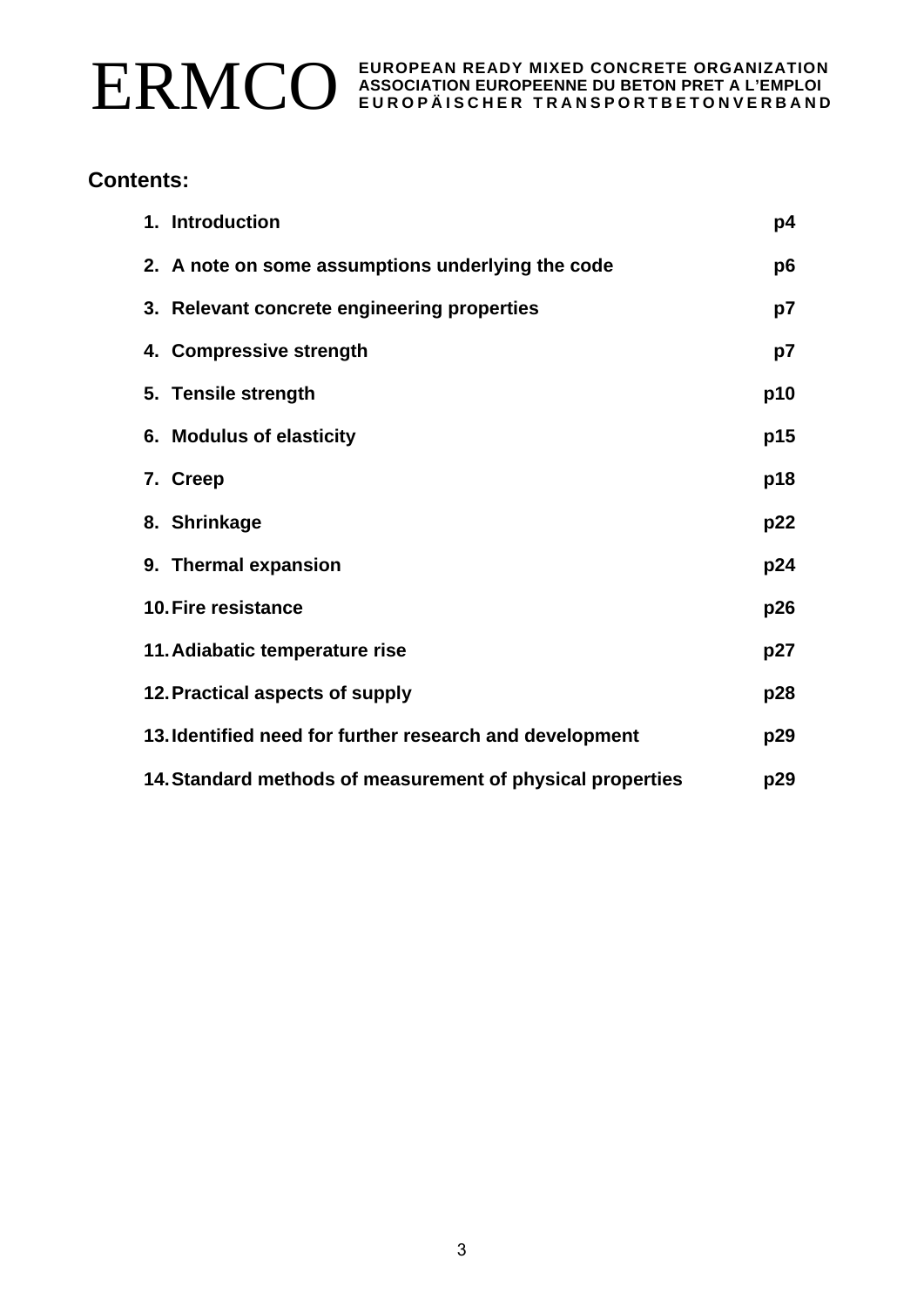## Contents:

| | |
|---|---|
| **1. Introduction** | **p4** |
| **2. A note on some assumptions underlying the code** | **p6** |
| **3. Relevant concrete engineering properties** | **p7** |
| **4. Compressive strength** | **p7** |
| **5. Tensile strength** | **p10** |
| **6. Modulus of elasticity** | **p15** |
| **7. Creep** | **p18** |
| **8. Shrinkage** | **p22** |
| **9. Thermal expansion** | **p24** |
| **10. Fire resistance** | **p26** |
| **11. Adiabatic temperature rise** | **p27** |
| **12. Practical aspects of supply** | **p28** |
| **13. Identified need for further research and development** | **p29** |
| **14. Standard methods of measurement of physical properties** | **p29** |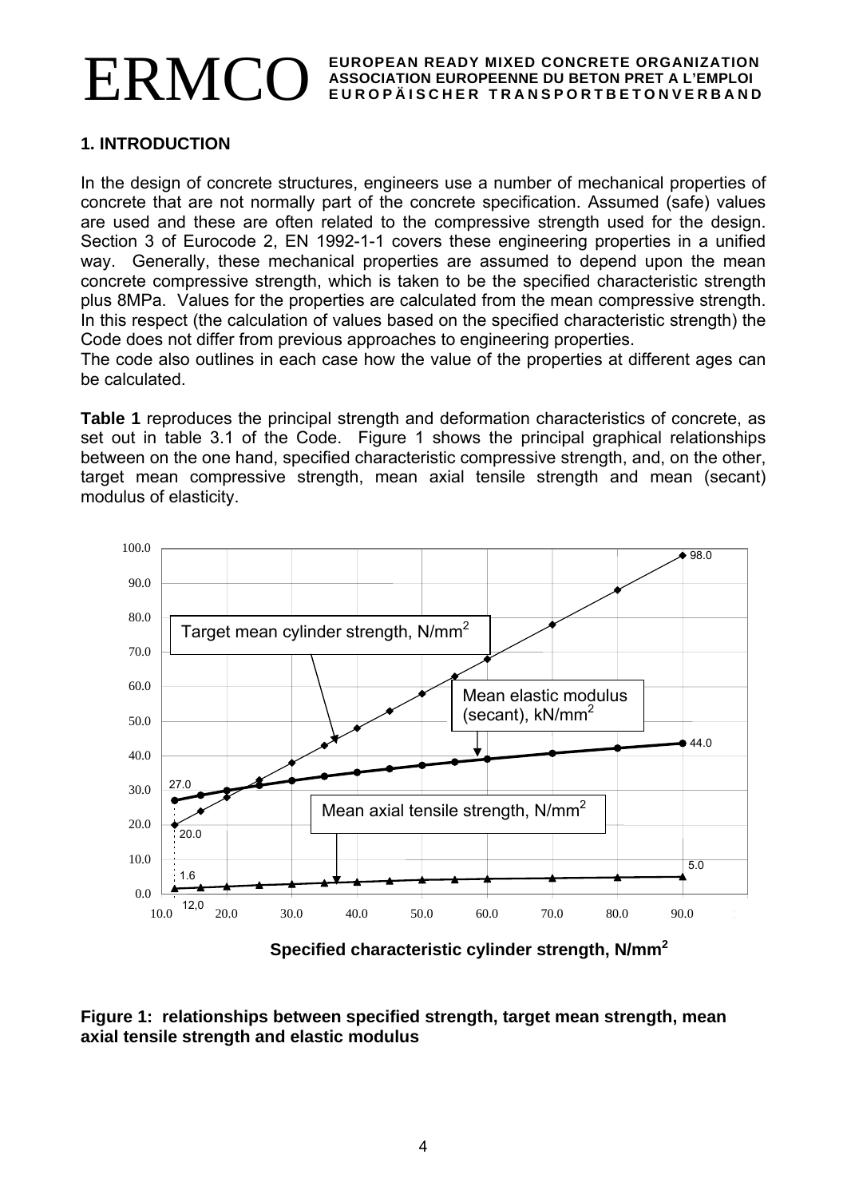## 1. INTRODUCTION

In the design of concrete structures, engineers use a number of mechanical properties of concrete that are not normally part of the concrete specification. Assumed (safe) values are used and these are often related to the compressive strength used for the design. Section 3 of Eurocode 2, EN 1992-1-1 covers these engineering properties in a unified way. Generally, these mechanical properties are assumed to depend upon the mean concrete compressive strength, which is taken to be the specified characteristic strength plus 8MPa. Values for the properties are calculated from the mean compressive strength. In this respect (the calculation of values based on the specified characteristic strength) the Code does not differ from previous approaches to engineering properties.
The code also outlines in each case how the value of the properties at different ages can be calculated.

**Table 1** reproduces the principal strength and deformation characteristics of concrete, as set out in table 3.1 of the Code. Figure 1 shows the principal graphical relationships between on the one hand, specified characteristic compressive strength, and, on the other, target mean compressive strength, mean axial tensile strength and mean (secant) modulus of elasticity.

**Figure 1: relationships between specified strength, target mean strength, mean axial tensile strength and elastic modulus**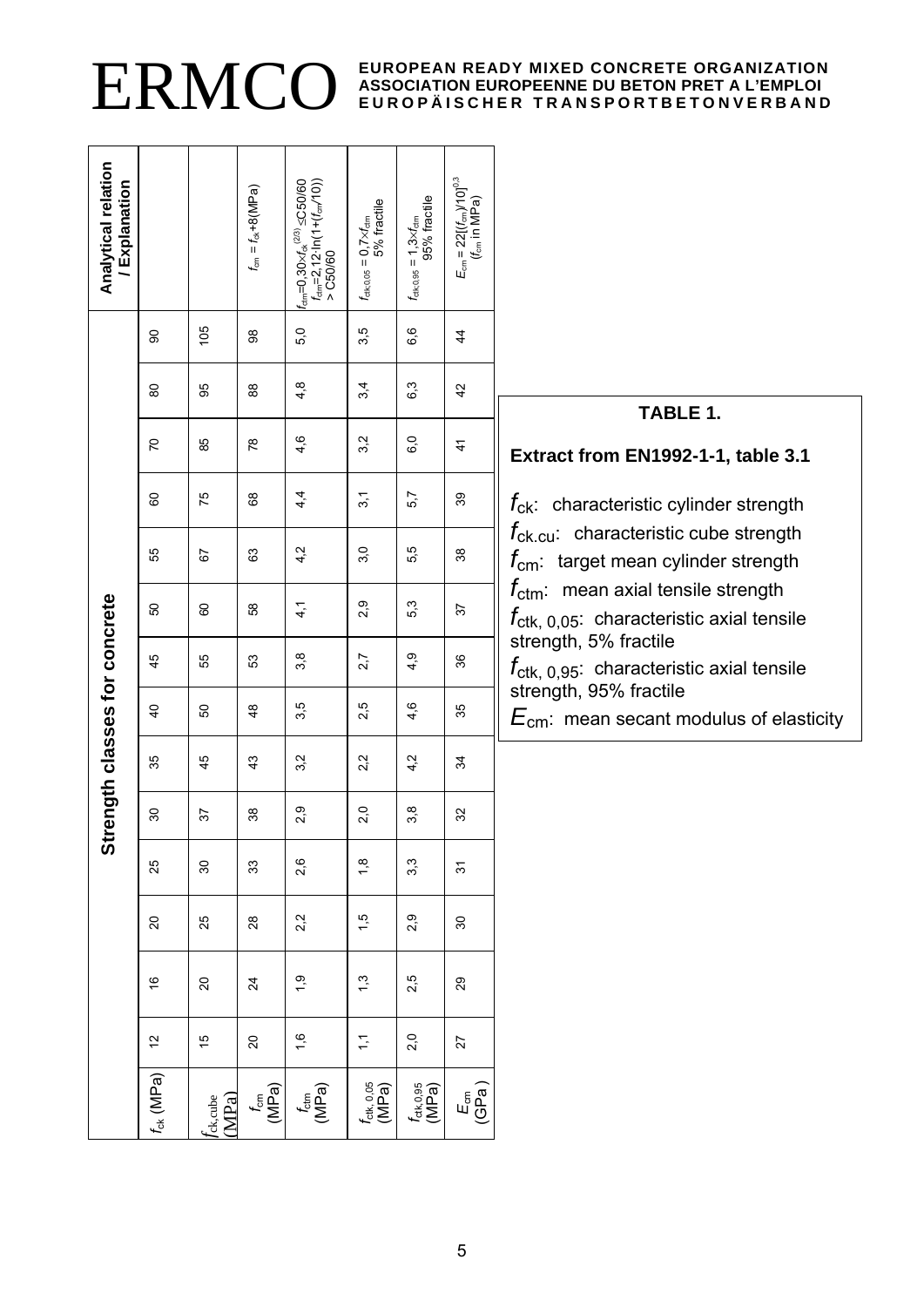# ERMCO

**EUROPEAN READY MIXED CONCRETE ORGANIZATION**
**ASSOCIATION EUROPEENNE DU BETON PRET A L'EMPLOI**
**EUROPÄISCHER TRANSPORTBETONVERBAND**

| | Strength classes for concrete | | | | | | | | | | | | | | Analytical relation / Explanation |
|---|---|---|---|---|---|---|---|---|---|---|---|---|---|---|---|
| $f_{ck}$ (MPa) | 12 | 16 | 20 | 25 | 30 | 35 | 40 | 45 | 50 | 55 | 60 | 70 | 80 | 90 | |
| $f_{ck,cube}$ (MPa) | 15 | 20 | 25 | 30 | 37 | 45 | 50 | 55 | 60 | 67 | 75 | 85 | 95 | 105 | |
| $f_{cm}$ (MPa) | 20 | 24 | 28 | 33 | 38 | 43 | 48 | 53 | 58 | 63 | 68 | 78 | 88 | 98 | $f_{cm} = f_{ck}+8$(MPa) |
| $f_{ctm}$ (MPa) | 1,6 | 1,9 | 2,2 | 2,6 | 2,9 | 3,2 | 3,5 | 3,8 | 4,1 | 4,2 | 4,4 | 4,6 | 4,8 | 5,0 | $f_{ctm}=0{,}30\times f_{ck}^{(2/3)}$ ≤C50/60; $f_{ctm}=2{,}12\cdot\ln(1+(f_{cm}/10))$ > C50/60 |
| $f_{ctk,0,05}$ (MPa) | 1,1 | 1,3 | 1,5 | 1,8 | 2,0 | 2,2 | 2,5 | 2,7 | 2,9 | 3,0 | 3,1 | 3,2 | 3,4 | 3,5 | $f_{ctk;0,05} = 0{,}7\times f_{ctm}$ 5% fractile |
| $f_{ctk,0,95}$ (MPa) | 2,0 | 2,5 | 2,9 | 3,3 | 3,8 | 4,2 | 4,6 | 4,9 | 5,3 | 5,5 | 5,7 | 6,0 | 6,3 | 6,6 | $f_{ctk;0,95} = 1{,}3\times f_{ctm}$ 95% fractile |
| $E_{cm}$ (GPa) | 27 | 29 | 30 | 31 | 32 | 34 | 35 | 36 | 37 | 38 | 39 | 41 | 42 | 44 | $E_{cm} = 22[(f_{cm})/10]^{0,3}$ ($f_{cm}$ in MPa) |

**TABLE 1.**

**Extract from EN1992-1-1, table 3.1**

$f_{ck}$: characteristic cylinder strength
$f_{ck.cu}$: characteristic cube strength
$f_{cm}$: target mean cylinder strength
$f_{ctm}$: mean axial tensile strength
$f_{ctk,\,0,05}$: characteristic axial tensile strength, 5% fractile
$f_{ctk,\,0,95}$: characteristic axial tensile strength, 95% fractile
$E_{cm}$: mean secant modulus of elasticity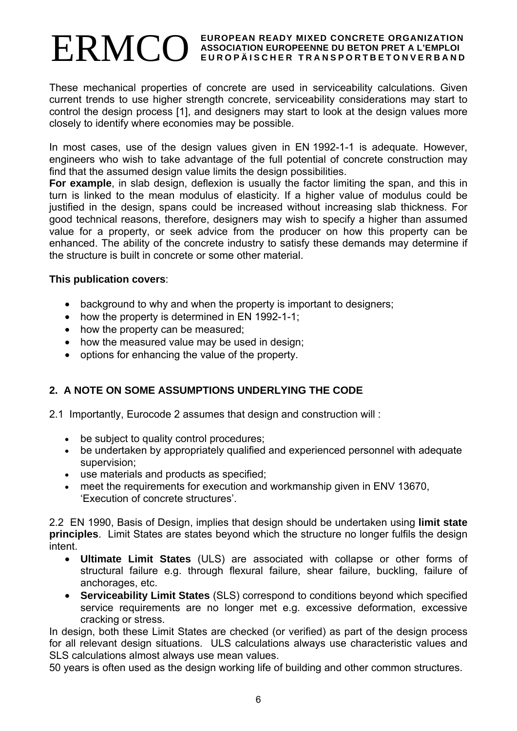These mechanical properties of concrete are used in serviceability calculations. Given current trends to use higher strength concrete, serviceability considerations may start to control the design process [1], and designers may start to look at the design values more closely to identify where economies may be possible.

In most cases, use of the design values given in EN 1992-1-1 is adequate. However, engineers who wish to take advantage of the full potential of concrete construction may find that the assumed design value limits the design possibilities.
**For example**, in slab design, deflexion is usually the factor limiting the span, and this in turn is linked to the mean modulus of elasticity. If a higher value of modulus could be justified in the design, spans could be increased without increasing slab thickness. For good technical reasons, therefore, designers may wish to specify a higher than assumed value for a property, or seek advice from the producer on how this property can be enhanced. The ability of the concrete industry to satisfy these demands may determine if the structure is built in concrete or some other material.

**This publication covers**:

- background to why and when the property is important to designers;
- how the property is determined in EN 1992-1-1;
- how the property can be measured;
- how the measured value may be used in design;
- options for enhancing the value of the property.

## 2. A NOTE ON SOME ASSUMPTIONS UNDERLYING THE CODE

2.1 Importantly, Eurocode 2 assumes that design and construction will :

- be subject to quality control procedures;
- be undertaken by appropriately qualified and experienced personnel with adequate supervision;
- use materials and products as specified;
- meet the requirements for execution and workmanship given in ENV 13670, 'Execution of concrete structures'.

2.2 EN 1990, Basis of Design, implies that design should be undertaken using **limit state principles**. Limit States are states beyond which the structure no longer fulfils the design intent.

- **Ultimate Limit States** (ULS) are associated with collapse or other forms of structural failure e.g. through flexural failure, shear failure, buckling, failure of anchorages, etc.
- **Serviceability Limit States** (SLS) correspond to conditions beyond which specified service requirements are no longer met e.g. excessive deformation, excessive cracking or stress.

In design, both these Limit States are checked (or verified) as part of the design process for all relevant design situations. ULS calculations always use characteristic values and SLS calculations almost always use mean values.
50 years is often used as the design working life of building and other common structures.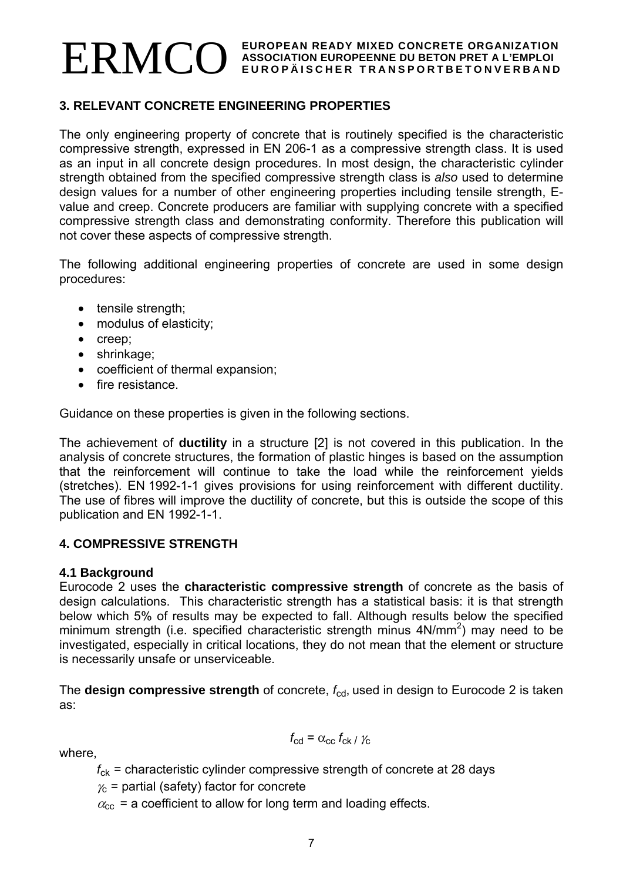## 3. RELEVANT CONCRETE ENGINEERING PROPERTIES

The only engineering property of concrete that is routinely specified is the characteristic compressive strength, expressed in EN 206-1 as a compressive strength class. It is used as an input in all concrete design procedures. In most design, the characteristic cylinder strength obtained from the specified compressive strength class is *also* used to determine design values for a number of other engineering properties including tensile strength, E-value and creep. Concrete producers are familiar with supplying concrete with a specified compressive strength class and demonstrating conformity. Therefore this publication will not cover these aspects of compressive strength.

The following additional engineering properties of concrete are used in some design procedures:

- tensile strength;
- modulus of elasticity;
- creep;
- shrinkage;
- coefficient of thermal expansion;
- fire resistance.

Guidance on these properties is given in the following sections.

The achievement of **ductility** in a structure [2] is not covered in this publication. In the analysis of concrete structures, the formation of plastic hinges is based on the assumption that the reinforcement will continue to take the load while the reinforcement yields (stretches). EN 1992-1-1 gives provisions for using reinforcement with different ductility. The use of fibres will improve the ductility of concrete, but this is outside the scope of this publication and EN 1992-1-1.

## 4. COMPRESSIVE STRENGTH

### 4.1 Background

Eurocode 2 uses the **characteristic compressive strength** of concrete as the basis of design calculations. This characteristic strength has a statistical basis: it is that strength below which 5% of results may be expected to fall. Although results below the specified minimum strength (i.e. specified characteristic strength minus $4N/mm^2$) may need to be investigated, especially in critical locations, they do not mean that the element or structure is necessarily unsafe or unserviceable.

The **design compressive strength** of concrete, $f_{cd}$, used in design to Eurocode 2 is taken as:

$$f_{cd} = \alpha_{cc} f_{ck} / \gamma_c$$

where,

$f_{ck}$ = characteristic cylinder compressive strength of concrete at 28 days

$\gamma_c$ = partial (safety) factor for concrete

$\alpha_{cc}$ = a coefficient to allow for long term and loading effects.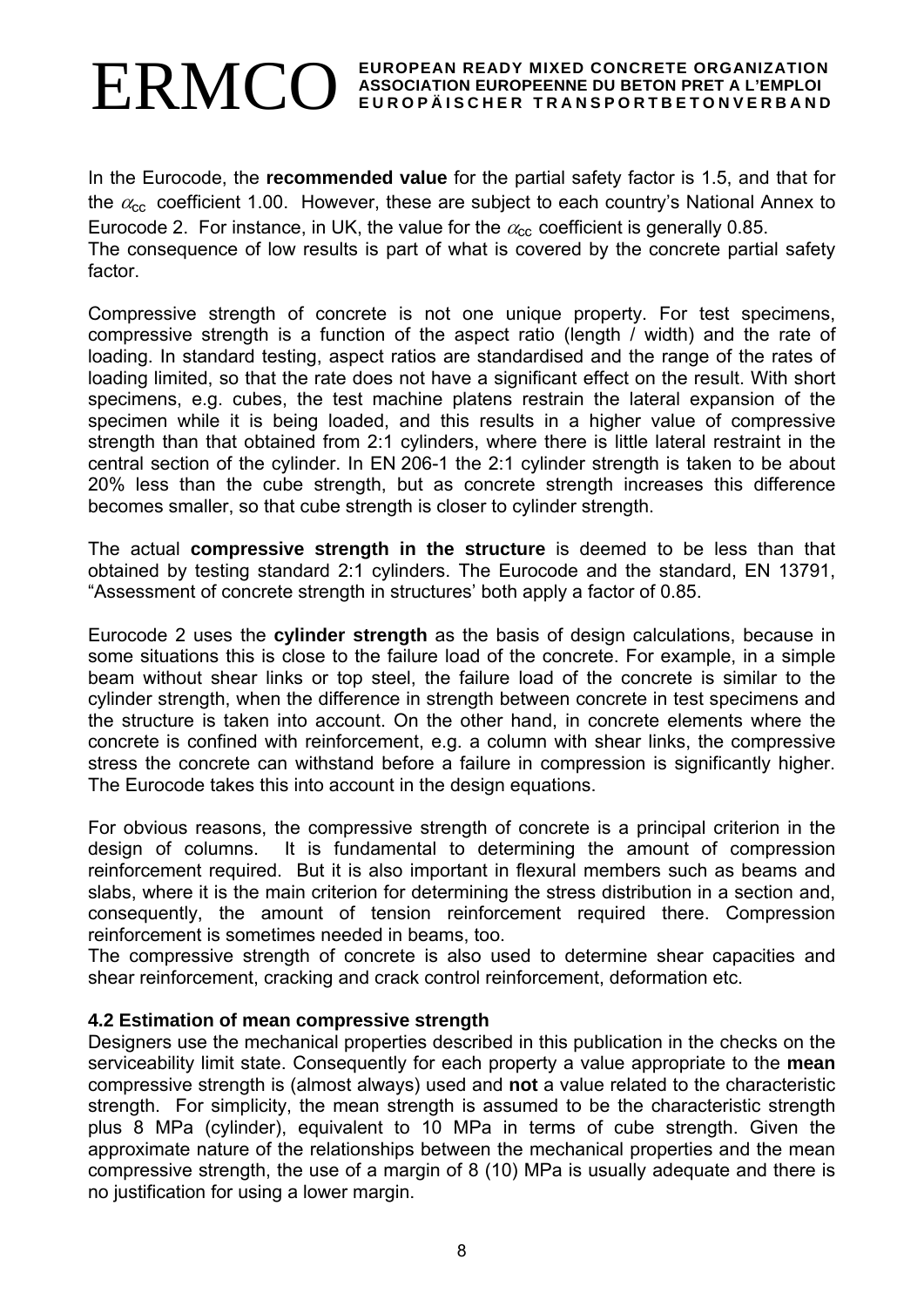In the Eurocode, the **recommended value** for the partial safety factor is 1.5, and that for the $\alpha_{cc}$ coefficient 1.00. However, these are subject to each country's National Annex to Eurocode 2. For instance, in UK, the value for the $\alpha_{cc}$ coefficient is generally 0.85.
The consequence of low results is part of what is covered by the concrete partial safety factor.

Compressive strength of concrete is not one unique property. For test specimens, compressive strength is a function of the aspect ratio (length / width) and the rate of loading. In standard testing, aspect ratios are standardised and the range of the rates of loading limited, so that the rate does not have a significant effect on the result. With short specimens, e.g. cubes, the test machine platens restrain the lateral expansion of the specimen while it is being loaded, and this results in a higher value of compressive strength than that obtained from 2:1 cylinders, where there is little lateral restraint in the central section of the cylinder. In EN 206-1 the 2:1 cylinder strength is taken to be about 20% less than the cube strength, but as concrete strength increases this difference becomes smaller, so that cube strength is closer to cylinder strength.

The actual **compressive strength in the structure** is deemed to be less than that obtained by testing standard 2:1 cylinders. The Eurocode and the standard, EN 13791, "Assessment of concrete strength in structures' both apply a factor of 0.85.

Eurocode 2 uses the **cylinder strength** as the basis of design calculations, because in some situations this is close to the failure load of the concrete. For example, in a simple beam without shear links or top steel, the failure load of the concrete is similar to the cylinder strength, when the difference in strength between concrete in test specimens and the structure is taken into account. On the other hand, in concrete elements where the concrete is confined with reinforcement, e.g. a column with shear links, the compressive stress the concrete can withstand before a failure in compression is significantly higher. The Eurocode takes this into account in the design equations.

For obvious reasons, the compressive strength of concrete is a principal criterion in the design of columns. It is fundamental to determining the amount of compression reinforcement required. But it is also important in flexural members such as beams and slabs, where it is the main criterion for determining the stress distribution in a section and, consequently, the amount of tension reinforcement required there. Compression reinforcement is sometimes needed in beams, too.
The compressive strength of concrete is also used to determine shear capacities and shear reinforcement, cracking and crack control reinforcement, deformation etc.

### 4.2 Estimation of mean compressive strength

Designers use the mechanical properties described in this publication in the checks on the serviceability limit state. Consequently for each property a value appropriate to the **mean** compressive strength is (almost always) used and **not** a value related to the characteristic strength. For simplicity, the mean strength is assumed to be the characteristic strength plus 8 MPa (cylinder), equivalent to 10 MPa in terms of cube strength. Given the approximate nature of the relationships between the mechanical properties and the mean compressive strength, the use of a margin of 8 (10) MPa is usually adequate and there is no justification for using a lower margin.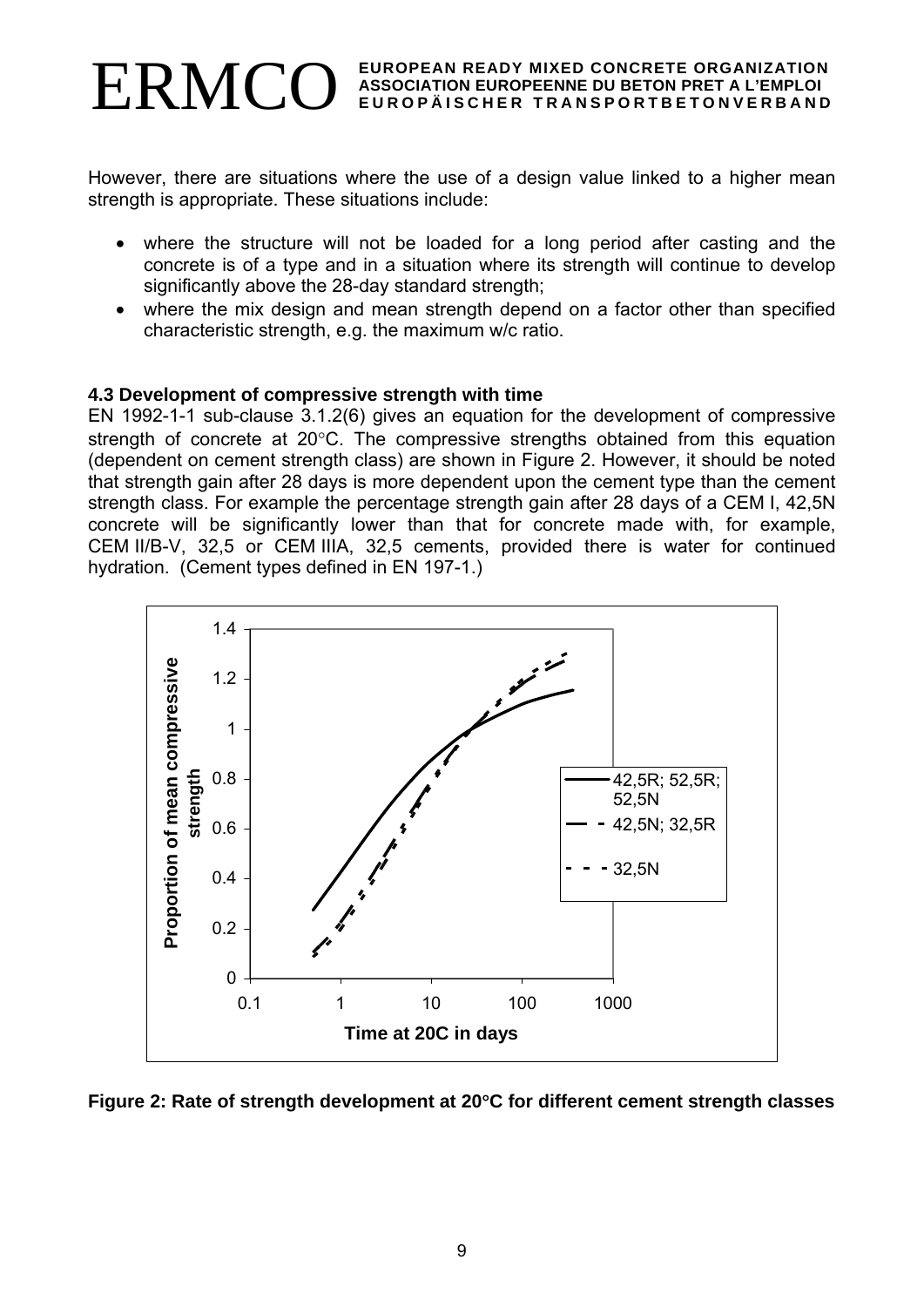However, there are situations where the use of a design value linked to a higher mean strength is appropriate. These situations include:

- where the structure will not be loaded for a long period after casting and the concrete is of a type and in a situation where its strength will continue to develop significantly above the 28-day standard strength;
- where the mix design and mean strength depend on a factor other than specified characteristic strength, e.g. the maximum w/c ratio.

### 4.3 Development of compressive strength with time

EN 1992-1-1 sub-clause 3.1.2(6) gives an equation for the development of compressive strength of concrete at 20°C. The compressive strengths obtained from this equation (dependent on cement strength class) are shown in Figure 2. However, it should be noted that strength gain after 28 days is more dependent upon the cement type than the cement strength class. For example the percentage strength gain after 28 days of a CEM I, 42,5N concrete will be significantly lower than that for concrete made with, for example, CEM II/B-V, 32,5 or CEM IIIA, 32,5 cements, provided there is water for continued hydration. (Cement types defined in EN 197-1.)

**Figure 2: Rate of strength development at 20°C for different cement strength classes**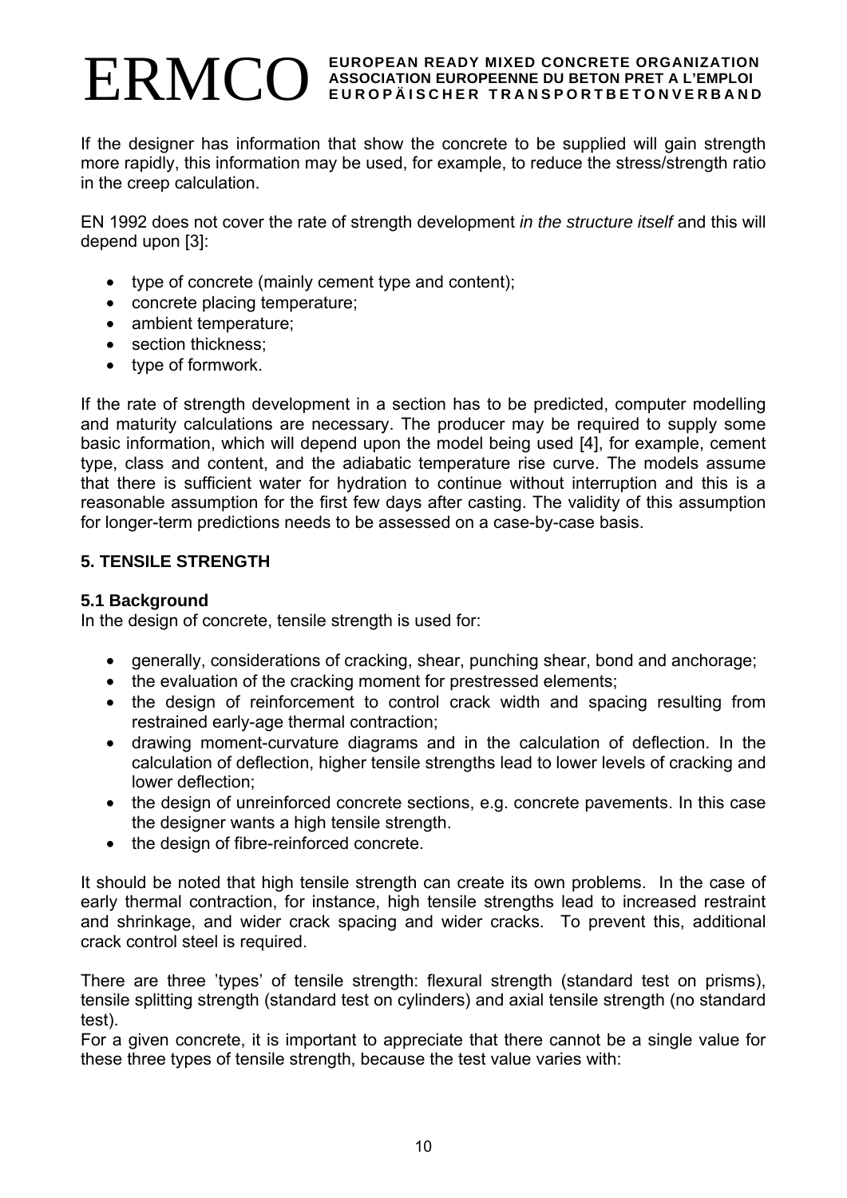If the designer has information that show the concrete to be supplied will gain strength more rapidly, this information may be used, for example, to reduce the stress/strength ratio in the creep calculation.

EN 1992 does not cover the rate of strength development *in the structure itself* and this will depend upon [3]:

- type of concrete (mainly cement type and content);
- concrete placing temperature;
- ambient temperature;
- section thickness;
- type of formwork.

If the rate of strength development in a section has to be predicted, computer modelling and maturity calculations are necessary. The producer may be required to supply some basic information, which will depend upon the model being used [4], for example, cement type, class and content, and the adiabatic temperature rise curve. The models assume that there is sufficient water for hydration to continue without interruption and this is a reasonable assumption for the first few days after casting. The validity of this assumption for longer-term predictions needs to be assessed on a case-by-case basis.

## 5. TENSILE STRENGTH

### 5.1 Background

In the design of concrete, tensile strength is used for:

- generally, considerations of cracking, shear, punching shear, bond and anchorage;
- the evaluation of the cracking moment for prestressed elements;
- the design of reinforcement to control crack width and spacing resulting from restrained early-age thermal contraction;
- drawing moment-curvature diagrams and in the calculation of deflection. In the calculation of deflection, higher tensile strengths lead to lower levels of cracking and lower deflection;
- the design of unreinforced concrete sections, e.g. concrete pavements. In this case the designer wants a high tensile strength.
- the design of fibre-reinforced concrete.

It should be noted that high tensile strength can create its own problems. In the case of early thermal contraction, for instance, high tensile strengths lead to increased restraint and shrinkage, and wider crack spacing and wider cracks. To prevent this, additional crack control steel is required.

There are three 'types' of tensile strength: flexural strength (standard test on prisms), tensile splitting strength (standard test on cylinders) and axial tensile strength (no standard test).

For a given concrete, it is important to appreciate that there cannot be a single value for these three types of tensile strength, because the test value varies with: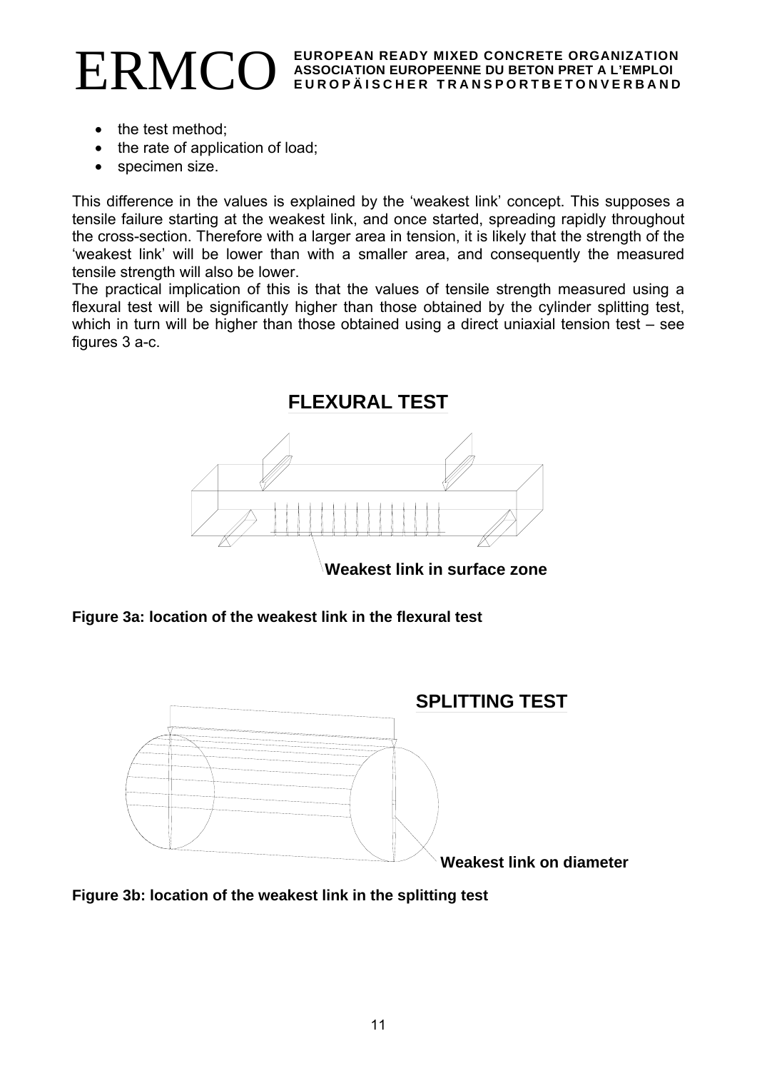- the test method;
- the rate of application of load;
- specimen size.

This difference in the values is explained by the 'weakest link' concept. This supposes a tensile failure starting at the weakest link, and once started, spreading rapidly throughout the cross-section. Therefore with a larger area in tension, it is likely that the strength of the 'weakest link' will be lower than with a smaller area, and consequently the measured tensile strength will also be lower.
The practical implication of this is that the values of tensile strength measured using a flexural test will be significantly higher than those obtained by the cylinder splitting test, which in turn will be higher than those obtained using a direct uniaxial tension test – see figures 3 a-c.

**FLEXURAL TEST**

**Weakest link in surface zone**

**Figure 3a: location of the weakest link in the flexural test**

**SPLITTING TEST**

**Weakest link on diameter**

**Figure 3b: location of the weakest link in the splitting test**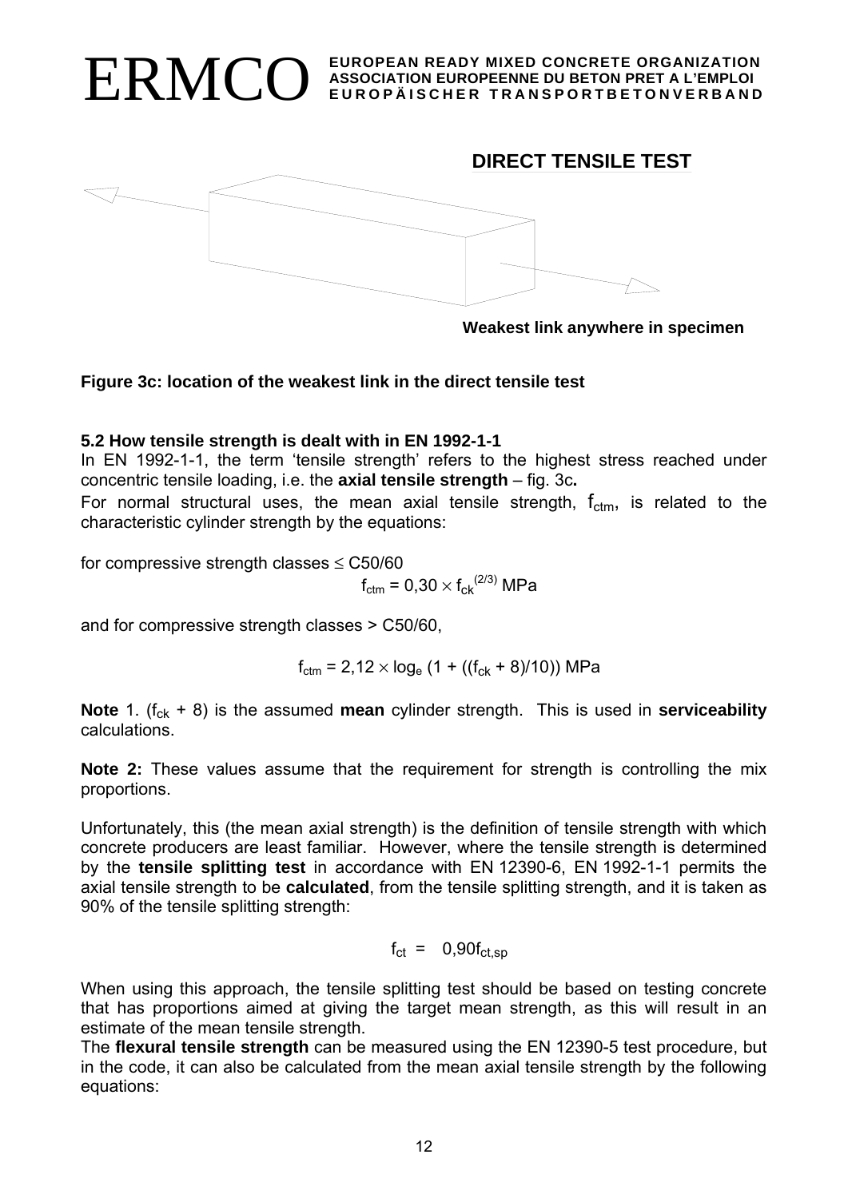## DIRECT TENSILE TEST

**Weakest link anywhere in specimen**

**Figure 3c: location of the weakest link in the direct tensile test**

**5.2 How tensile strength is dealt with in EN 1992-1-1**

In EN 1992-1-1, the term 'tensile strength' refers to the highest stress reached under concentric tensile loading, i.e. the **axial tensile strength** – fig. 3c**.**

For normal structural uses, the mean axial tensile strength, $f_{ctm}$, is related to the characteristic cylinder strength by the equations:

for compressive strength classes ≤ C50/60

$$f_{ctm} = 0{,}30 \times f_{ck}^{(2/3)} \text{ MPa}$$

and for compressive strength classes > C50/60,

$$f_{ctm} = 2{,}12 \times \log_e (1 + ((f_{ck} + 8)/10)) \text{ MPa}$$

**Note** 1. ($f_{ck}$ + 8) is the assumed **mean** cylinder strength. This is used in **serviceability** calculations.

**Note 2:** These values assume that the requirement for strength is controlling the mix proportions.

Unfortunately, this (the mean axial strength) is the definition of tensile strength with which concrete producers are least familiar. However, where the tensile strength is determined by the **tensile splitting test** in accordance with EN 12390-6, EN 1992-1-1 permits the axial tensile strength to be **calculated**, from the tensile splitting strength, and it is taken as 90% of the tensile splitting strength:

$$f_{ct} = 0{,}90 f_{ct,sp}$$

When using this approach, the tensile splitting test should be based on testing concrete that has proportions aimed at giving the target mean strength, as this will result in an estimate of the mean tensile strength.

The **flexural tensile strength** can be measured using the EN 12390-5 test procedure, but in the code, it can also be calculated from the mean axial tensile strength by the following equations: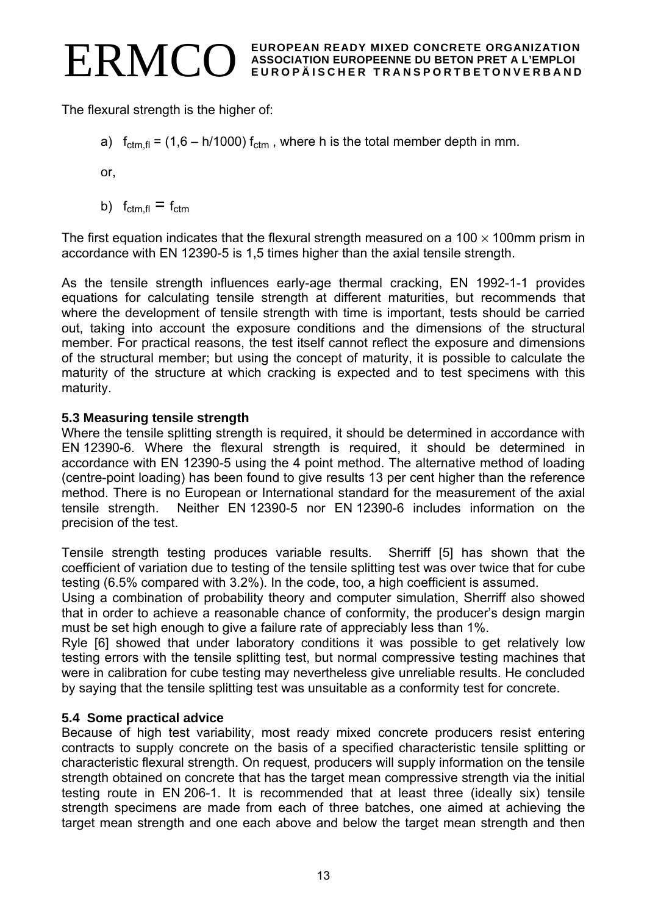The flexural strength is the higher of:

a) $f_{ctm,fl} = (1,6 – h/1000) f_{ctm}$ , where h is the total member depth in mm.

or,

b) $f_{ctm,fl} = f_{ctm}$

The first equation indicates that the flexural strength measured on a 100 × 100mm prism in accordance with EN 12390-5 is 1,5 times higher than the axial tensile strength.

As the tensile strength influences early-age thermal cracking, EN 1992-1-1 provides equations for calculating tensile strength at different maturities, but recommends that where the development of tensile strength with time is important, tests should be carried out, taking into account the exposure conditions and the dimensions of the structural member. For practical reasons, the test itself cannot reflect the exposure and dimensions of the structural member; but using the concept of maturity, it is possible to calculate the maturity of the structure at which cracking is expected and to test specimens with this maturity.

### 5.3 Measuring tensile strength

Where the tensile splitting strength is required, it should be determined in accordance with EN 12390-6. Where the flexural strength is required, it should be determined in accordance with EN 12390-5 using the 4 point method. The alternative method of loading (centre-point loading) has been found to give results 13 per cent higher than the reference method. There is no European or International standard for the measurement of the axial tensile strength. Neither EN 12390-5 nor EN 12390-6 includes information on the precision of the test.

Tensile strength testing produces variable results. Sherriff [5] has shown that the coefficient of variation due to testing of the tensile splitting test was over twice that for cube testing (6.5% compared with 3.2%). In the code, too, a high coefficient is assumed.
Using a combination of probability theory and computer simulation, Sherriff also showed that in order to achieve a reasonable chance of conformity, the producer's design margin must be set high enough to give a failure rate of appreciably less than 1%.
Ryle [6] showed that under laboratory conditions it was possible to get relatively low testing errors with the tensile splitting test, but normal compressive testing machines that were in calibration for cube testing may nevertheless give unreliable results. He concluded by saying that the tensile splitting test was unsuitable as a conformity test for concrete.

### 5.4 Some practical advice

Because of high test variability, most ready mixed concrete producers resist entering contracts to supply concrete on the basis of a specified characteristic tensile splitting or characteristic flexural strength. On request, producers will supply information on the tensile strength obtained on concrete that has the target mean compressive strength via the initial testing route in EN 206-1. It is recommended that at least three (ideally six) tensile strength specimens are made from each of three batches, one aimed at achieving the target mean strength and one each above and below the target mean strength and then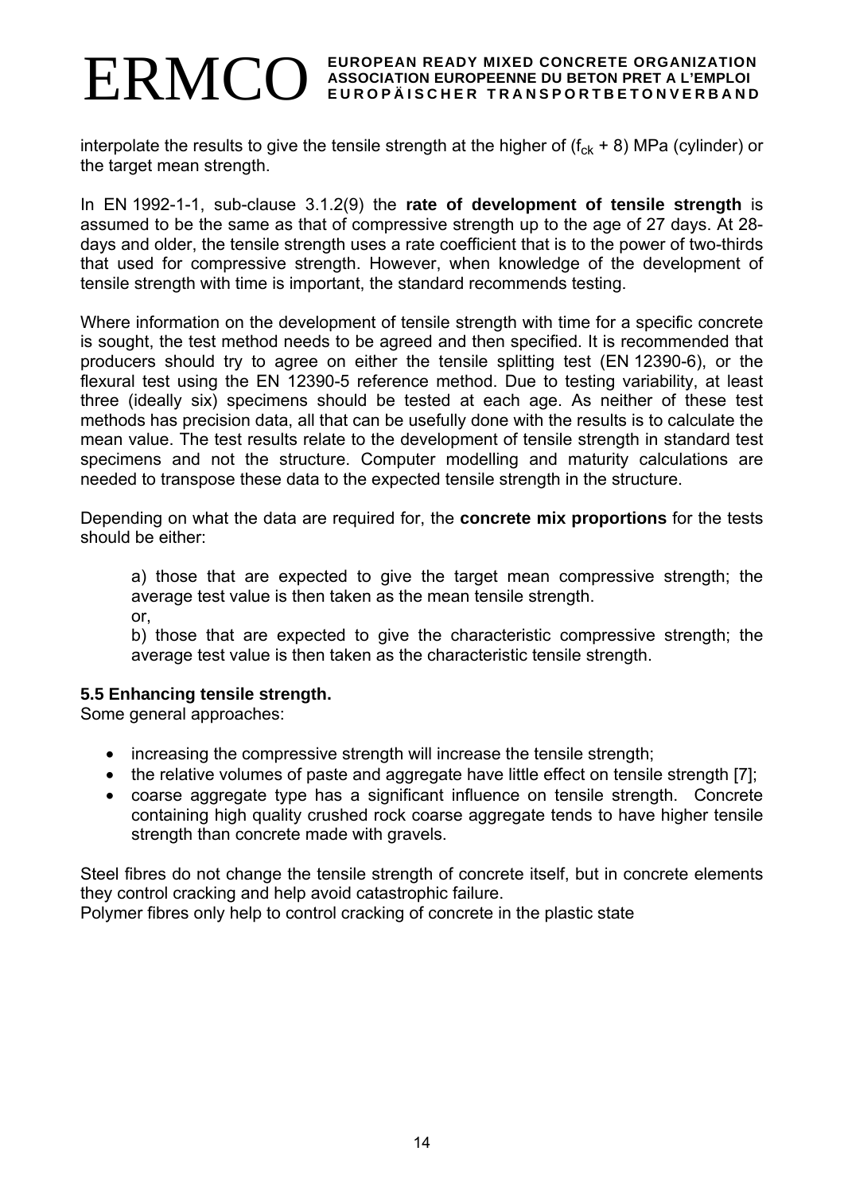interpolate the results to give the tensile strength at the higher of ($f_{ck}$ + 8) MPa (cylinder) or the target mean strength.

In EN 1992-1-1, sub-clause 3.1.2(9) the **rate of development of tensile strength** is assumed to be the same as that of compressive strength up to the age of 27 days. At 28-days and older, the tensile strength uses a rate coefficient that is to the power of two-thirds that used for compressive strength. However, when knowledge of the development of tensile strength with time is important, the standard recommends testing.

Where information on the development of tensile strength with time for a specific concrete is sought, the test method needs to be agreed and then specified. It is recommended that producers should try to agree on either the tensile splitting test (EN 12390-6), or the flexural test using the EN 12390-5 reference method. Due to testing variability, at least three (ideally six) specimens should be tested at each age. As neither of these test methods has precision data, all that can be usefully done with the results is to calculate the mean value. The test results relate to the development of tensile strength in standard test specimens and not the structure. Computer modelling and maturity calculations are needed to transpose these data to the expected tensile strength in the structure.

Depending on what the data are required for, the **concrete mix proportions** for the tests should be either:

a) those that are expected to give the target mean compressive strength; the average test value is then taken as the mean tensile strength.
or,
b) those that are expected to give the characteristic compressive strength; the average test value is then taken as the characteristic tensile strength.

**5.5 Enhancing tensile strength.**
Some general approaches:

- increasing the compressive strength will increase the tensile strength;
- the relative volumes of paste and aggregate have little effect on tensile strength [7];
- coarse aggregate type has a significant influence on tensile strength. Concrete containing high quality crushed rock coarse aggregate tends to have higher tensile strength than concrete made with gravels.

Steel fibres do not change the tensile strength of concrete itself, but in concrete elements they control cracking and help avoid catastrophic failure.
Polymer fibres only help to control cracking of concrete in the plastic state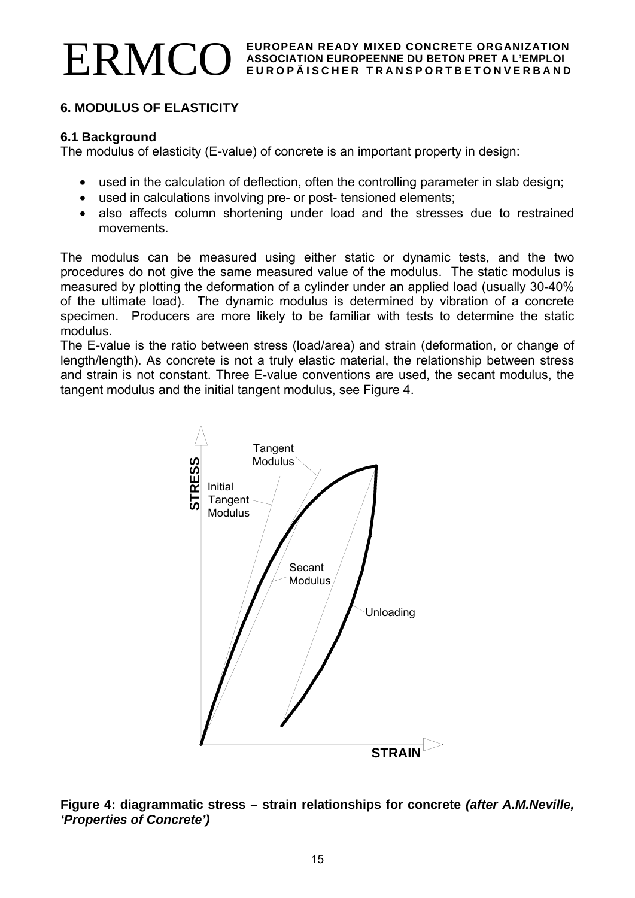## 6. MODULUS OF ELASTICITY

### 6.1 Background

The modulus of elasticity (E-value) of concrete is an important property in design:

- used in the calculation of deflection, often the controlling parameter in slab design;
- used in calculations involving pre- or post- tensioned elements;
- also affects column shortening under load and the stresses due to restrained movements.

The modulus can be measured using either static or dynamic tests, and the two procedures do not give the same measured value of the modulus. The static modulus is measured by plotting the deformation of a cylinder under an applied load (usually 30-40% of the ultimate load). The dynamic modulus is determined by vibration of a concrete specimen. Producers are more likely to be familiar with tests to determine the static modulus.

The E-value is the ratio between stress (load/area) and strain (deformation, or change of length/length). As concrete is not a truly elastic material, the relationship between stress and strain is not constant. Three E-value conventions are used, the secant modulus, the tangent modulus and the initial tangent modulus, see Figure 4.

**Figure 4: diagrammatic stress – strain relationships for concrete** ***(after A.M.Neville, 'Properties of Concrete')***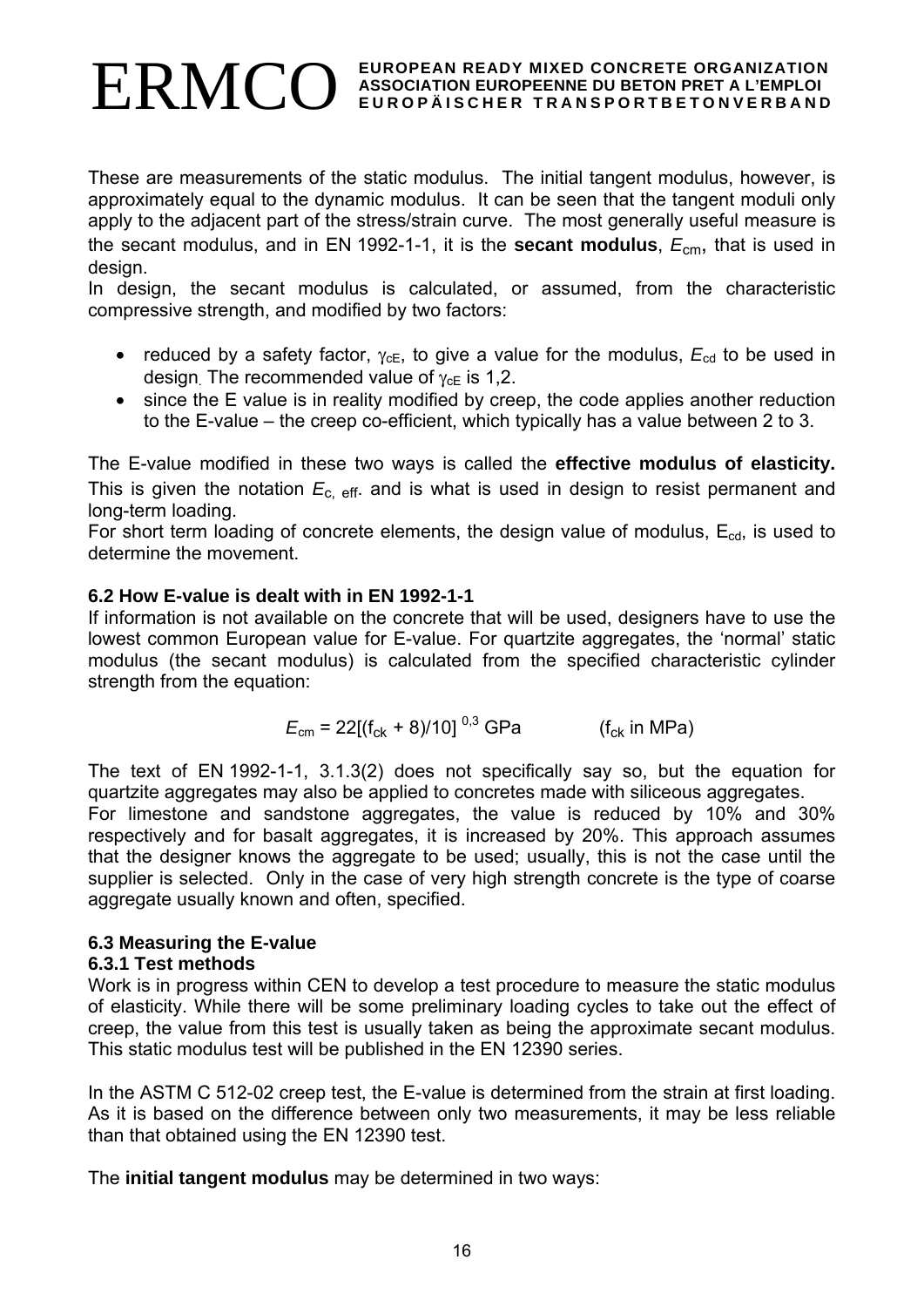These are measurements of the static modulus. The initial tangent modulus, however, is approximately equal to the dynamic modulus. It can be seen that the tangent moduli only apply to the adjacent part of the stress/strain curve. The most generally useful measure is the secant modulus, and in EN 1992-1-1, it is the **secant modulus**, $E_{cm}$, that is used in design.

In design, the secant modulus is calculated, or assumed, from the characteristic compressive strength, and modified by two factors:

- reduced by a safety factor, $\gamma_{cE}$, to give a value for the modulus, $E_{cd}$ to be used in design. The recommended value of $\gamma_{cE}$ is 1,2.
- since the E value is in reality modified by creep, the code applies another reduction to the E-value – the creep co-efficient, which typically has a value between 2 to 3.

The E-value modified in these two ways is called the **effective modulus of elasticity.** This is given the notation $E_{c,\ eff}$. and is what is used in design to resist permanent and long-term loading.

For short term loading of concrete elements, the design value of modulus, $E_{cd}$, is used to determine the movement.

### 6.2 How E-value is dealt with in EN 1992-1-1

If information is not available on the concrete that will be used, designers have to use the lowest common European value for E-value. For quartzite aggregates, the 'normal' static modulus (the secant modulus) is calculated from the specified characteristic cylinder strength from the equation:

$$E_{cm} = 22[(f_{ck} + 8)/10]^{0,3}\ \text{GPa} \qquad (f_{ck}\ \text{in MPa})$$

The text of EN 1992-1-1, 3.1.3(2) does not specifically say so, but the equation for quartzite aggregates may also be applied to concretes made with siliceous aggregates.

For limestone and sandstone aggregates, the value is reduced by 10% and 30% respectively and for basalt aggregates, it is increased by 20%. This approach assumes that the designer knows the aggregate to be used; usually, this is not the case until the supplier is selected. Only in the case of very high strength concrete is the type of coarse aggregate usually known and often, specified.

### 6.3 Measuring the E-value

#### 6.3.1 Test methods

Work is in progress within CEN to develop a test procedure to measure the static modulus of elasticity. While there will be some preliminary loading cycles to take out the effect of creep, the value from this test is usually taken as being the approximate secant modulus. This static modulus test will be published in the EN 12390 series.

In the ASTM C 512-02 creep test, the E-value is determined from the strain at first loading. As it is based on the difference between only two measurements, it may be less reliable than that obtained using the EN 12390 test.

The **initial tangent modulus** may be determined in two ways: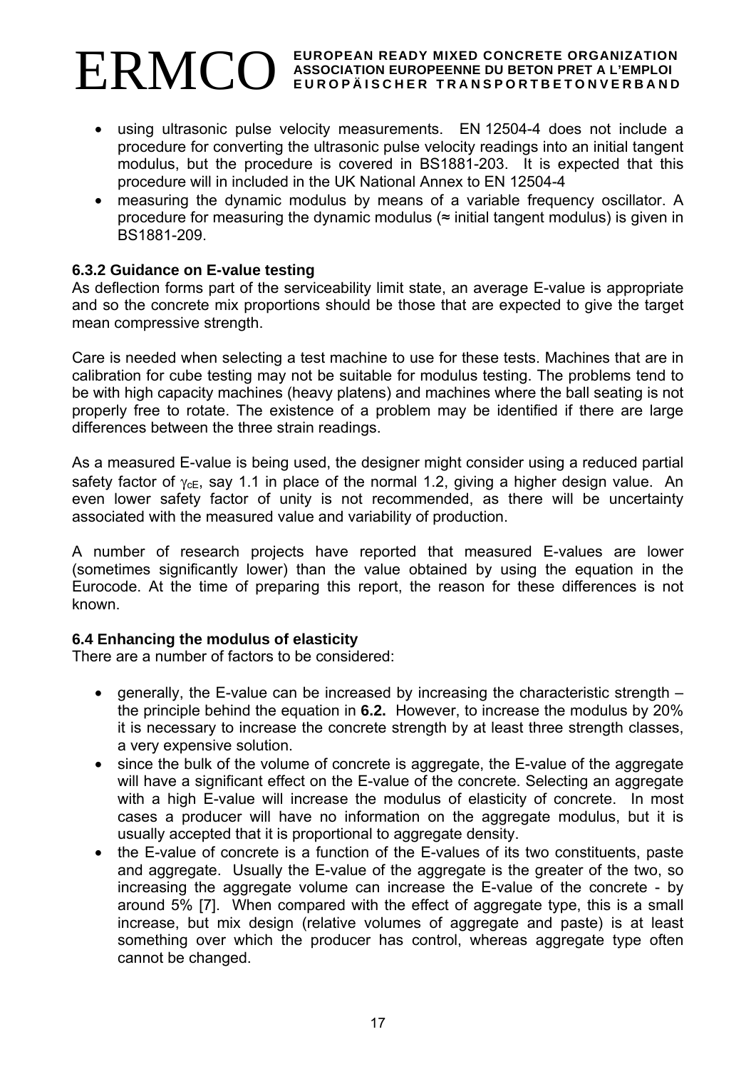- using ultrasonic pulse velocity measurements. EN 12504-4 does not include a procedure for converting the ultrasonic pulse velocity readings into an initial tangent modulus, but the procedure is covered in BS1881-203. It is expected that this procedure will in included in the UK National Annex to EN 12504-4
- measuring the dynamic modulus by means of a variable frequency oscillator. A procedure for measuring the dynamic modulus (≈ initial tangent modulus) is given in BS1881-209.

### 6.3.2 Guidance on E-value testing

As deflection forms part of the serviceability limit state, an average E-value is appropriate and so the concrete mix proportions should be those that are expected to give the target mean compressive strength.

Care is needed when selecting a test machine to use for these tests. Machines that are in calibration for cube testing may not be suitable for modulus testing. The problems tend to be with high capacity machines (heavy platens) and machines where the ball seating is not properly free to rotate. The existence of a problem may be identified if there are large differences between the three strain readings.

As a measured E-value is being used, the designer might consider using a reduced partial safety factor of $\gamma_{cE}$, say 1.1 in place of the normal 1.2, giving a higher design value. An even lower safety factor of unity is not recommended, as there will be uncertainty associated with the measured value and variability of production.

A number of research projects have reported that measured E-values are lower (sometimes significantly lower) than the value obtained by using the equation in the Eurocode. At the time of preparing this report, the reason for these differences is not known.

### 6.4 Enhancing the modulus of elasticity

There are a number of factors to be considered:

- generally, the E-value can be increased by increasing the characteristic strength – the principle behind the equation in **6.2.** However, to increase the modulus by 20% it is necessary to increase the concrete strength by at least three strength classes, a very expensive solution.
- since the bulk of the volume of concrete is aggregate, the E-value of the aggregate will have a significant effect on the E-value of the concrete. Selecting an aggregate with a high E-value will increase the modulus of elasticity of concrete. In most cases a producer will have no information on the aggregate modulus, but it is usually accepted that it is proportional to aggregate density.
- the E-value of concrete is a function of the E-values of its two constituents, paste and aggregate. Usually the E-value of the aggregate is the greater of the two, so increasing the aggregate volume can increase the E-value of the concrete - by around 5% [7]. When compared with the effect of aggregate type, this is a small increase, but mix design (relative volumes of aggregate and paste) is at least something over which the producer has control, whereas aggregate type often cannot be changed.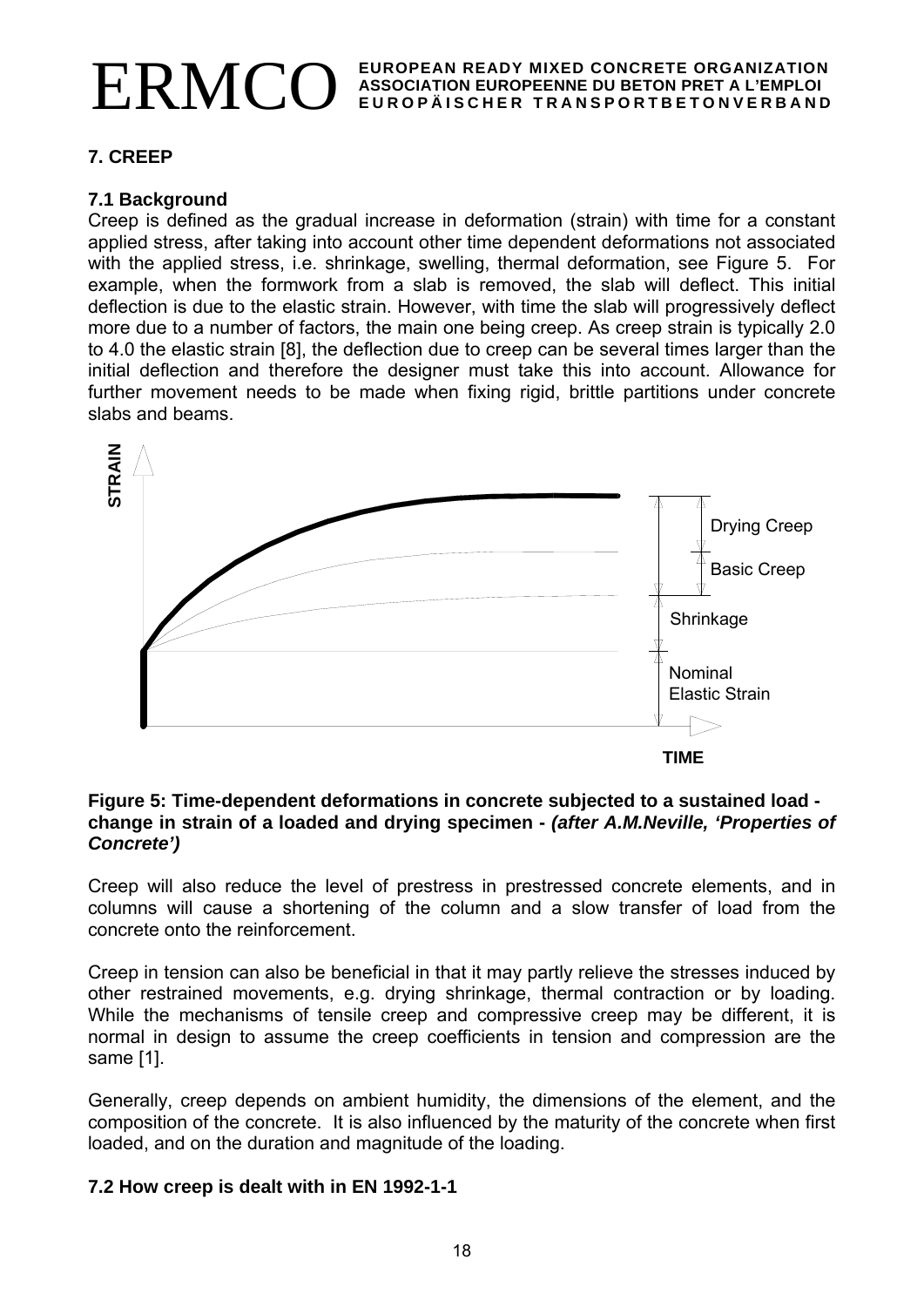## 7. CREEP

### 7.1 Background

Creep is defined as the gradual increase in deformation (strain) with time for a constant applied stress, after taking into account other time dependent deformations not associated with the applied stress, i.e. shrinkage, swelling, thermal deformation, see Figure 5. For example, when the formwork from a slab is removed, the slab will deflect. This initial deflection is due to the elastic strain. However, with time the slab will progressively deflect more due to a number of factors, the main one being creep. As creep strain is typically 2.0 to 4.0 the elastic strain [8], the deflection due to creep can be several times larger than the initial deflection and therefore the designer must take this into account. Allowance for further movement needs to be made when fixing rigid, brittle partitions under concrete slabs and beams.

STRAIN

Drying Creep

Basic Creep

Shrinkage

Nominal Elastic Strain

TIME

**Figure 5: Time-dependent deformations in concrete subjected to a sustained load - change in strain of a loaded and drying specimen - *(after A.M.Neville, 'Properties of Concrete')***

Creep will also reduce the level of prestress in prestressed concrete elements, and in columns will cause a shortening of the column and a slow transfer of load from the concrete onto the reinforcement.

Creep in tension can also be beneficial in that it may partly relieve the stresses induced by other restrained movements, e.g. drying shrinkage, thermal contraction or by loading. While the mechanisms of tensile creep and compressive creep may be different, it is normal in design to assume the creep coefficients in tension and compression are the same [1].

Generally, creep depends on ambient humidity, the dimensions of the element, and the composition of the concrete. It is also influenced by the maturity of the concrete when first loaded, and on the duration and magnitude of the loading.

### 7.2 How creep is dealt with in EN 1992-1-1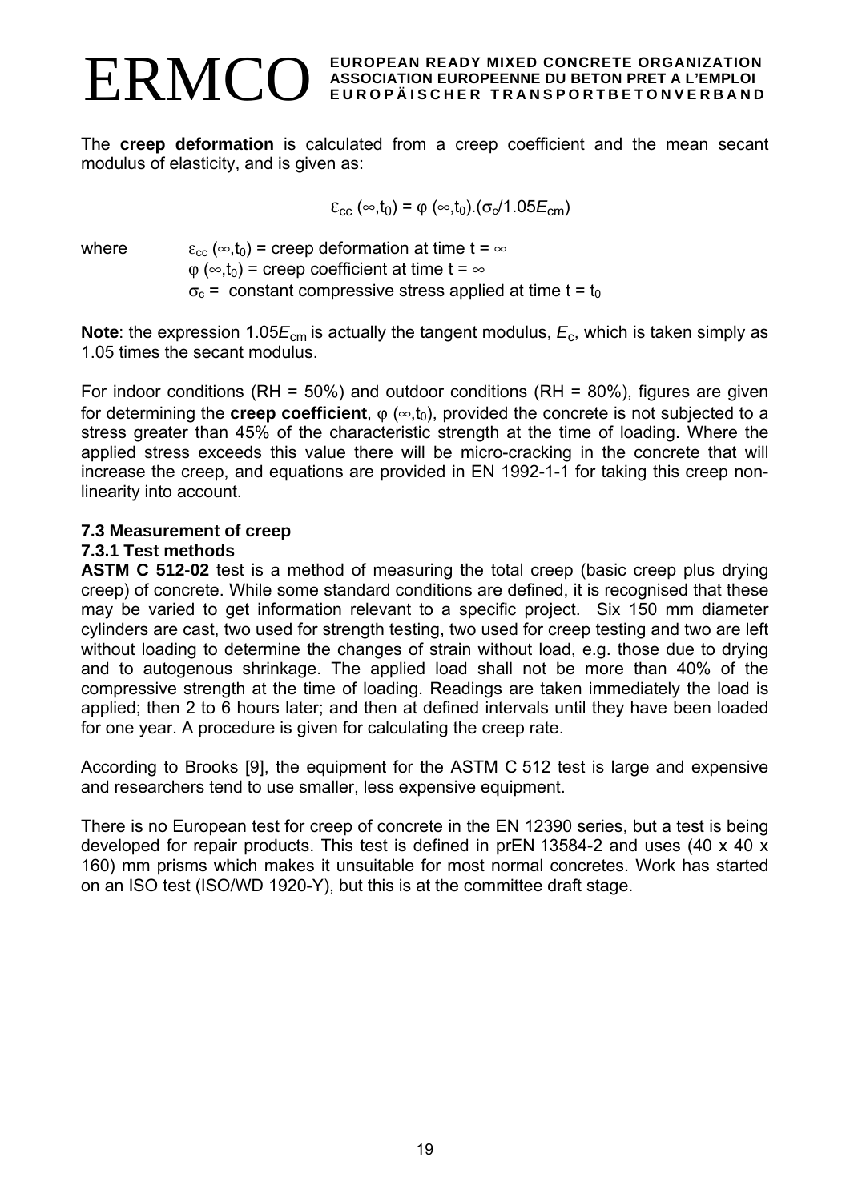The **creep deformation** is calculated from a creep coefficient and the mean secant modulus of elasticity, and is given as:

$$\varepsilon_{cc}(\infty,t_0) = \varphi(\infty,t_0).(\sigma_c/1.05E_{cm})$$

where $\varepsilon_{cc}(\infty,t_0)$ = creep deformation at time t = ∞
$\varphi(\infty,t_0)$ = creep coefficient at time t = ∞
$\sigma_c$ = constant compressive stress applied at time t = $t_0$

**Note**: the expression $1.05E_{cm}$ is actually the tangent modulus, $E_c$, which is taken simply as 1.05 times the secant modulus.

For indoor conditions (RH = 50%) and outdoor conditions (RH = 80%), figures are given for determining the **creep coefficient**, $\varphi(\infty,t_0)$, provided the concrete is not subjected to a stress greater than 45% of the characteristic strength at the time of loading. Where the applied stress exceeds this value there will be micro-cracking in the concrete that will increase the creep, and equations are provided in EN 1992-1-1 for taking this creep non-linearity into account.

### 7.3 Measurement of creep

#### 7.3.1 Test methods

**ASTM C 512-02** test is a method of measuring the total creep (basic creep plus drying creep) of concrete. While some standard conditions are defined, it is recognised that these may be varied to get information relevant to a specific project. Six 150 mm diameter cylinders are cast, two used for strength testing, two used for creep testing and two are left without loading to determine the changes of strain without load, e.g. those due to drying and to autogenous shrinkage. The applied load shall not be more than 40% of the compressive strength at the time of loading. Readings are taken immediately the load is applied; then 2 to 6 hours later; and then at defined intervals until they have been loaded for one year. A procedure is given for calculating the creep rate.

According to Brooks [9], the equipment for the ASTM C 512 test is large and expensive and researchers tend to use smaller, less expensive equipment.

There is no European test for creep of concrete in the EN 12390 series, but a test is being developed for repair products. This test is defined in prEN 13584-2 and uses (40 x 40 x 160) mm prisms which makes it unsuitable for most normal concretes. Work has started on an ISO test (ISO/WD 1920-Y), but this is at the committee draft stage.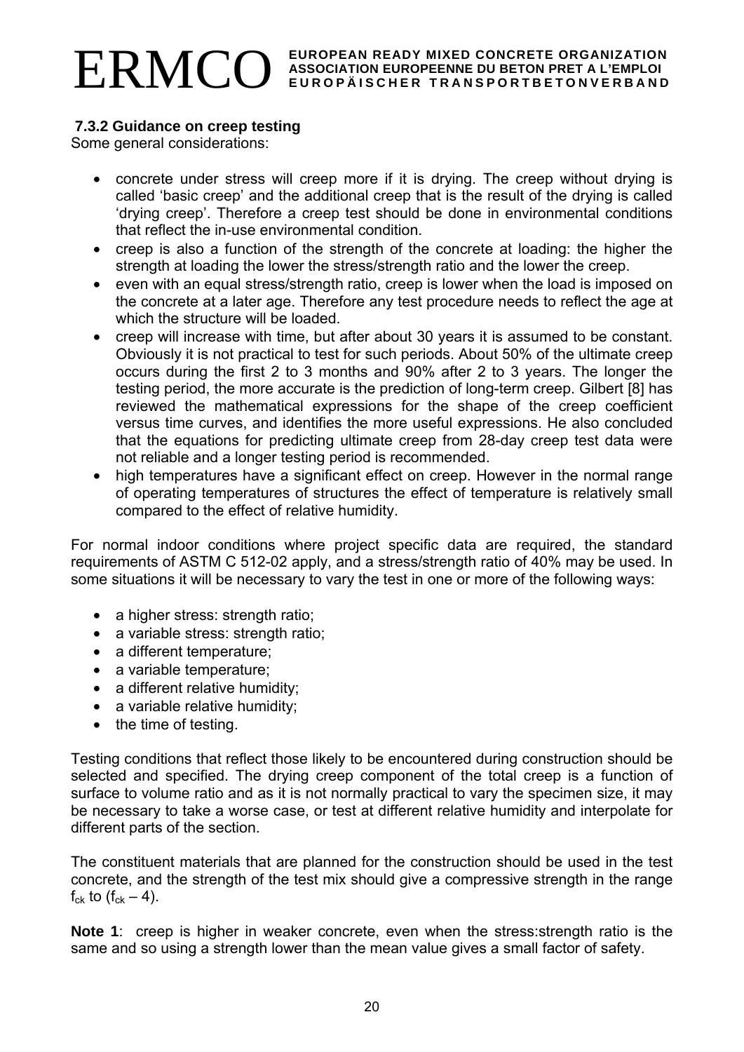### 7.3.2 Guidance on creep testing

Some general considerations:

- concrete under stress will creep more if it is drying. The creep without drying is called 'basic creep' and the additional creep that is the result of the drying is called 'drying creep'. Therefore a creep test should be done in environmental conditions that reflect the in-use environmental condition.
- creep is also a function of the strength of the concrete at loading: the higher the strength at loading the lower the stress/strength ratio and the lower the creep.
- even with an equal stress/strength ratio, creep is lower when the load is imposed on the concrete at a later age. Therefore any test procedure needs to reflect the age at which the structure will be loaded.
- creep will increase with time, but after about 30 years it is assumed to be constant. Obviously it is not practical to test for such periods. About 50% of the ultimate creep occurs during the first 2 to 3 months and 90% after 2 to 3 years. The longer the testing period, the more accurate is the prediction of long-term creep. Gilbert [8] has reviewed the mathematical expressions for the shape of the creep coefficient versus time curves, and identifies the more useful expressions. He also concluded that the equations for predicting ultimate creep from 28-day creep test data were not reliable and a longer testing period is recommended.
- high temperatures have a significant effect on creep. However in the normal range of operating temperatures of structures the effect of temperature is relatively small compared to the effect of relative humidity.

For normal indoor conditions where project specific data are required, the standard requirements of ASTM C 512-02 apply, and a stress/strength ratio of 40% may be used. In some situations it will be necessary to vary the test in one or more of the following ways:

- a higher stress: strength ratio;
- a variable stress: strength ratio;
- a different temperature;
- a variable temperature;
- a different relative humidity;
- a variable relative humidity;
- the time of testing.

Testing conditions that reflect those likely to be encountered during construction should be selected and specified. The drying creep component of the total creep is a function of surface to volume ratio and as it is not normally practical to vary the specimen size, it may be necessary to take a worse case, or test at different relative humidity and interpolate for different parts of the section.

The constituent materials that are planned for the construction should be used in the test concrete, and the strength of the test mix should give a compressive strength in the range $f_{ck}$ to $(f_{ck} – 4)$.

**Note 1**: creep is higher in weaker concrete, even when the stress:strength ratio is the same and so using a strength lower than the mean value gives a small factor of safety.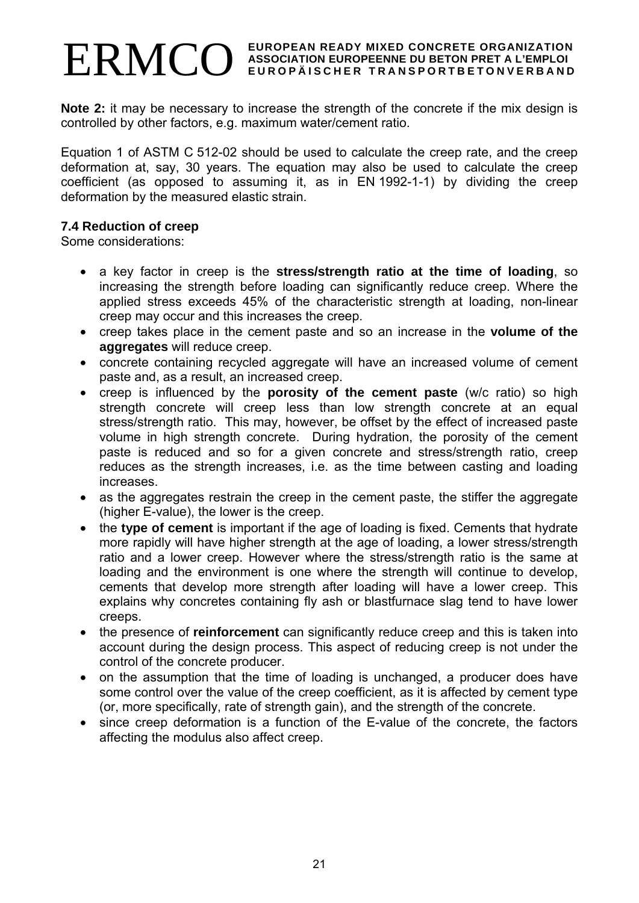**Note 2:** it may be necessary to increase the strength of the concrete if the mix design is controlled by other factors, e.g. maximum water/cement ratio.

Equation 1 of ASTM C 512-02 should be used to calculate the creep rate, and the creep deformation at, say, 30 years. The equation may also be used to calculate the creep coefficient (as opposed to assuming it, as in EN 1992-1-1) by dividing the creep deformation by the measured elastic strain.

### 7.4 Reduction of creep

Some considerations:

- a key factor in creep is the **stress/strength ratio at the time of loading**, so increasing the strength before loading can significantly reduce creep. Where the applied stress exceeds 45% of the characteristic strength at loading, non-linear creep may occur and this increases the creep.
- creep takes place in the cement paste and so an increase in the **volume of the aggregates** will reduce creep.
- concrete containing recycled aggregate will have an increased volume of cement paste and, as a result, an increased creep.
- creep is influenced by the **porosity of the cement paste** (w/c ratio) so high strength concrete will creep less than low strength concrete at an equal stress/strength ratio. This may, however, be offset by the effect of increased paste volume in high strength concrete. During hydration, the porosity of the cement paste is reduced and so for a given concrete and stress/strength ratio, creep reduces as the strength increases, i.e. as the time between casting and loading increases.
- as the aggregates restrain the creep in the cement paste, the stiffer the aggregate (higher E-value), the lower is the creep.
- the **type of cement** is important if the age of loading is fixed. Cements that hydrate more rapidly will have higher strength at the age of loading, a lower stress/strength ratio and a lower creep. However where the stress/strength ratio is the same at loading and the environment is one where the strength will continue to develop, cements that develop more strength after loading will have a lower creep. This explains why concretes containing fly ash or blastfurnace slag tend to have lower creeps.
- the presence of **reinforcement** can significantly reduce creep and this is taken into account during the design process. This aspect of reducing creep is not under the control of the concrete producer.
- on the assumption that the time of loading is unchanged, a producer does have some control over the value of the creep coefficient, as it is affected by cement type (or, more specifically, rate of strength gain), and the strength of the concrete.
- since creep deformation is a function of the E-value of the concrete, the factors affecting the modulus also affect creep.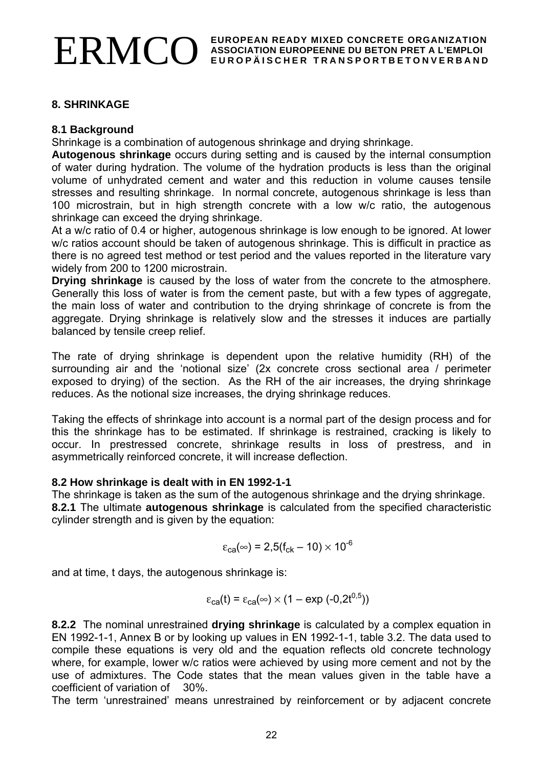## 8. SHRINKAGE

### 8.1 Background

Shrinkage is a combination of autogenous shrinkage and drying shrinkage.

**Autogenous shrinkage** occurs during setting and is caused by the internal consumption of water during hydration. The volume of the hydration products is less than the original volume of unhydrated cement and water and this reduction in volume causes tensile stresses and resulting shrinkage. In normal concrete, autogenous shrinkage is less than 100 microstrain, but in high strength concrete with a low w/c ratio, the autogenous shrinkage can exceed the drying shrinkage.

At a w/c ratio of 0.4 or higher, autogenous shrinkage is low enough to be ignored. At lower w/c ratios account should be taken of autogenous shrinkage. This is difficult in practice as there is no agreed test method or test period and the values reported in the literature vary widely from 200 to 1200 microstrain.

**Drying shrinkage** is caused by the loss of water from the concrete to the atmosphere. Generally this loss of water is from the cement paste, but with a few types of aggregate, the main loss of water and contribution to the drying shrinkage of concrete is from the aggregate. Drying shrinkage is relatively slow and the stresses it induces are partially balanced by tensile creep relief.

The rate of drying shrinkage is dependent upon the relative humidity (RH) of the surrounding air and the 'notional size' (2x concrete cross sectional area / perimeter exposed to drying) of the section. As the RH of the air increases, the drying shrinkage reduces. As the notional size increases, the drying shrinkage reduces.

Taking the effects of shrinkage into account is a normal part of the design process and for this the shrinkage has to be estimated. If shrinkage is restrained, cracking is likely to occur. In prestressed concrete, shrinkage results in loss of prestress, and in asymmetrically reinforced concrete, it will increase deflection.

### 8.2 How shrinkage is dealt with in EN 1992-1-1

The shrinkage is taken as the sum of the autogenous shrinkage and the drying shrinkage.

**8.2.1** The ultimate **autogenous shrinkage** is calculated from the specified characteristic cylinder strength and is given by the equation:

$$\varepsilon_{ca}(\infty) = 2{,}5(f_{ck} - 10) \times 10^{-6}$$

and at time, t days, the autogenous shrinkage is:

$$\varepsilon_{ca}(t) = \varepsilon_{ca}(\infty) \times (1 - \exp(-0{,}2t^{0{,}5}))$$

**8.2.2** The nominal unrestrained **drying shrinkage** is calculated by a complex equation in EN 1992-1-1, Annex B or by looking up values in EN 1992-1-1, table 3.2. The data used to compile these equations is very old and the equation reflects old concrete technology where, for example, lower w/c ratios were achieved by using more cement and not by the use of admixtures. The Code states that the mean values given in the table have a coefficient of variation of 30%.

The term 'unrestrained' means unrestrained by reinforcement or by adjacent concrete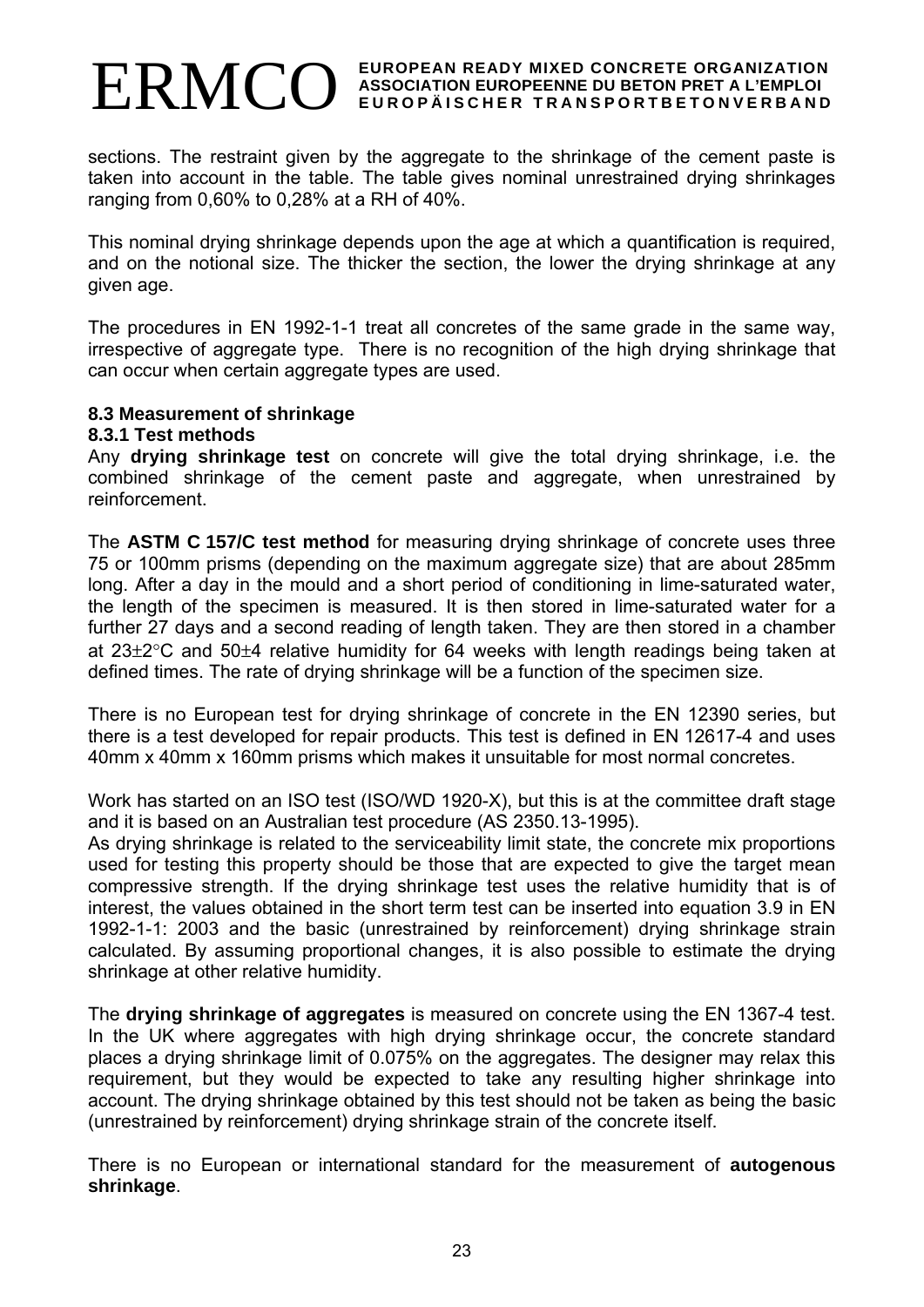sections. The restraint given by the aggregate to the shrinkage of the cement paste is taken into account in the table. The table gives nominal unrestrained drying shrinkages ranging from 0,60% to 0,28% at a RH of 40%.

This nominal drying shrinkage depends upon the age at which a quantification is required, and on the notional size. The thicker the section, the lower the drying shrinkage at any given age.

The procedures in EN 1992-1-1 treat all concretes of the same grade in the same way, irrespective of aggregate type. There is no recognition of the high drying shrinkage that can occur when certain aggregate types are used.

### 8.3 Measurement of shrinkage

#### 8.3.1 Test methods

Any **drying shrinkage test** on concrete will give the total drying shrinkage, i.e. the combined shrinkage of the cement paste and aggregate, when unrestrained by reinforcement.

The **ASTM C 157/C test method** for measuring drying shrinkage of concrete uses three 75 or 100mm prisms (depending on the maximum aggregate size) that are about 285mm long. After a day in the mould and a short period of conditioning in lime-saturated water, the length of the specimen is measured. It is then stored in lime-saturated water for a further 27 days and a second reading of length taken. They are then stored in a chamber at $23\pm2°C$ and $50\pm4$ relative humidity for 64 weeks with length readings being taken at defined times. The rate of drying shrinkage will be a function of the specimen size.

There is no European test for drying shrinkage of concrete in the EN 12390 series, but there is a test developed for repair products. This test is defined in EN 12617-4 and uses 40mm x 40mm x 160mm prisms which makes it unsuitable for most normal concretes.

Work has started on an ISO test (ISO/WD 1920-X), but this is at the committee draft stage and it is based on an Australian test procedure (AS 2350.13-1995).
As drying shrinkage is related to the serviceability limit state, the concrete mix proportions used for testing this property should be those that are expected to give the target mean compressive strength. If the drying shrinkage test uses the relative humidity that is of interest, the values obtained in the short term test can be inserted into equation 3.9 in EN 1992-1-1: 2003 and the basic (unrestrained by reinforcement) drying shrinkage strain calculated. By assuming proportional changes, it is also possible to estimate the drying shrinkage at other relative humidity.

The **drying shrinkage of aggregates** is measured on concrete using the EN 1367-4 test. In the UK where aggregates with high drying shrinkage occur, the concrete standard places a drying shrinkage limit of 0.075% on the aggregates. The designer may relax this requirement, but they would be expected to take any resulting higher shrinkage into account. The drying shrinkage obtained by this test should not be taken as being the basic (unrestrained by reinforcement) drying shrinkage strain of the concrete itself.

There is no European or international standard for the measurement of **autogenous shrinkage**.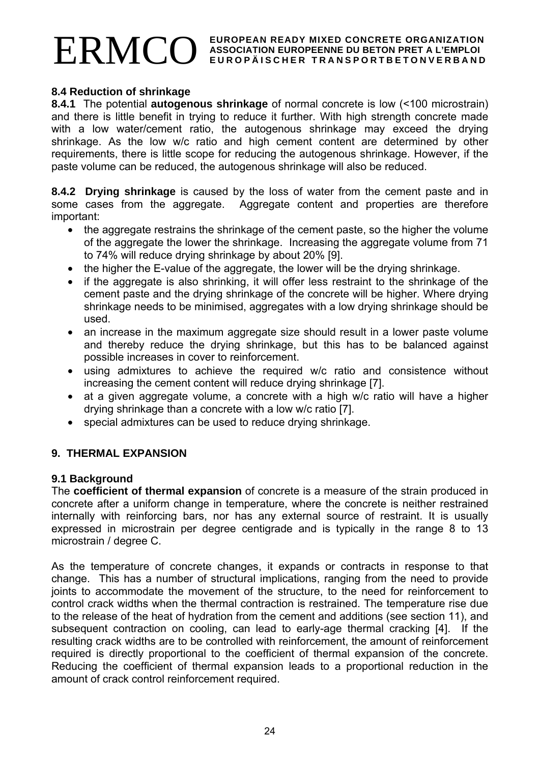### 8.4 Reduction of shrinkage

**8.4.1** The potential **autogenous shrinkage** of normal concrete is low (<100 microstrain) and there is little benefit in trying to reduce it further. With high strength concrete made with a low water/cement ratio, the autogenous shrinkage may exceed the drying shrinkage. As the low w/c ratio and high cement content are determined by other requirements, there is little scope for reducing the autogenous shrinkage. However, if the paste volume can be reduced, the autogenous shrinkage will also be reduced.

**8.4.2 Drying shrinkage** is caused by the loss of water from the cement paste and in some cases from the aggregate. Aggregate content and properties are therefore important:

- the aggregate restrains the shrinkage of the cement paste, so the higher the volume of the aggregate the lower the shrinkage. Increasing the aggregate volume from 71 to 74% will reduce drying shrinkage by about 20% [9].
- the higher the E-value of the aggregate, the lower will be the drying shrinkage.
- if the aggregate is also shrinking, it will offer less restraint to the shrinkage of the cement paste and the drying shrinkage of the concrete will be higher. Where drying shrinkage needs to be minimised, aggregates with a low drying shrinkage should be used.
- an increase in the maximum aggregate size should result in a lower paste volume and thereby reduce the drying shrinkage, but this has to be balanced against possible increases in cover to reinforcement.
- using admixtures to achieve the required w/c ratio and consistence without increasing the cement content will reduce drying shrinkage [7].
- at a given aggregate volume, a concrete with a high w/c ratio will have a higher drying shrinkage than a concrete with a low w/c ratio [7].
- special admixtures can be used to reduce drying shrinkage.

## 9. THERMAL EXPANSION

### 9.1 Background

The **coefficient of thermal expansion** of concrete is a measure of the strain produced in concrete after a uniform change in temperature, where the concrete is neither restrained internally with reinforcing bars, nor has any external source of restraint. It is usually expressed in microstrain per degree centigrade and is typically in the range 8 to 13 microstrain / degree C.

As the temperature of concrete changes, it expands or contracts in response to that change. This has a number of structural implications, ranging from the need to provide joints to accommodate the movement of the structure, to the need for reinforcement to control crack widths when the thermal contraction is restrained. The temperature rise due to the release of the heat of hydration from the cement and additions (see section 11), and subsequent contraction on cooling, can lead to early-age thermal cracking [4]. If the resulting crack widths are to be controlled with reinforcement, the amount of reinforcement required is directly proportional to the coefficient of thermal expansion of the concrete. Reducing the coefficient of thermal expansion leads to a proportional reduction in the amount of crack control reinforcement required.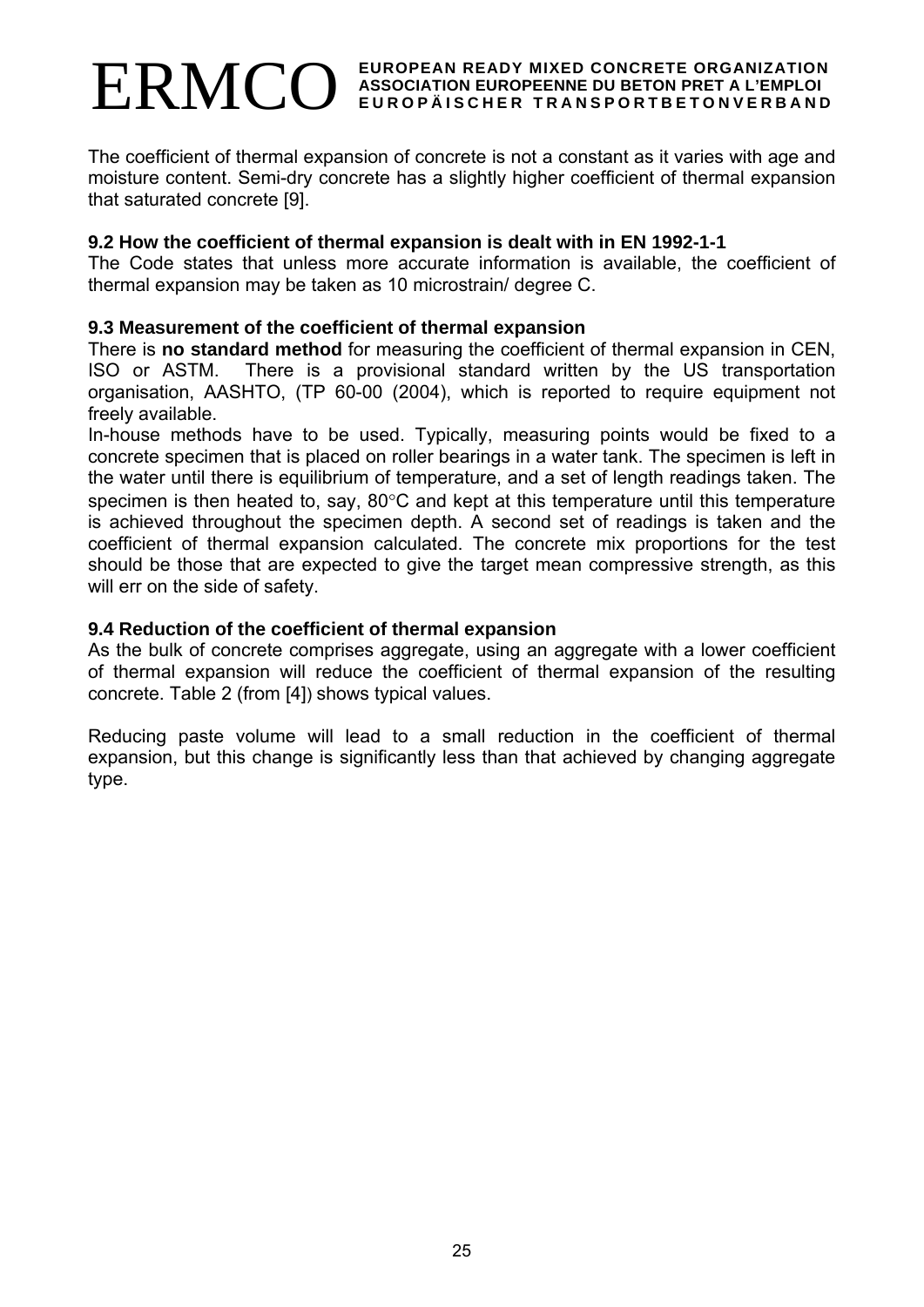The coefficient of thermal expansion of concrete is not a constant as it varies with age and moisture content. Semi-dry concrete has a slightly higher coefficient of thermal expansion that saturated concrete [9].

### 9.2 How the coefficient of thermal expansion is dealt with in EN 1992-1-1

The Code states that unless more accurate information is available, the coefficient of thermal expansion may be taken as 10 microstrain/ degree C.

### 9.3 Measurement of the coefficient of thermal expansion

There is **no standard method** for measuring the coefficient of thermal expansion in CEN, ISO or ASTM. There is a provisional standard written by the US transportation organisation, AASHTO, (TP 60-00 (2004), which is reported to require equipment not freely available.

In-house methods have to be used. Typically, measuring points would be fixed to a concrete specimen that is placed on roller bearings in a water tank. The specimen is left in the water until there is equilibrium of temperature, and a set of length readings taken. The specimen is then heated to, say, 80°C and kept at this temperature until this temperature is achieved throughout the specimen depth. A second set of readings is taken and the coefficient of thermal expansion calculated. The concrete mix proportions for the test should be those that are expected to give the target mean compressive strength, as this will err on the side of safety.

### 9.4 Reduction of the coefficient of thermal expansion

As the bulk of concrete comprises aggregate, using an aggregate with a lower coefficient of thermal expansion will reduce the coefficient of thermal expansion of the resulting concrete. Table 2 (from [4]) shows typical values.

Reducing paste volume will lead to a small reduction in the coefficient of thermal expansion, but this change is significantly less than that achieved by changing aggregate type.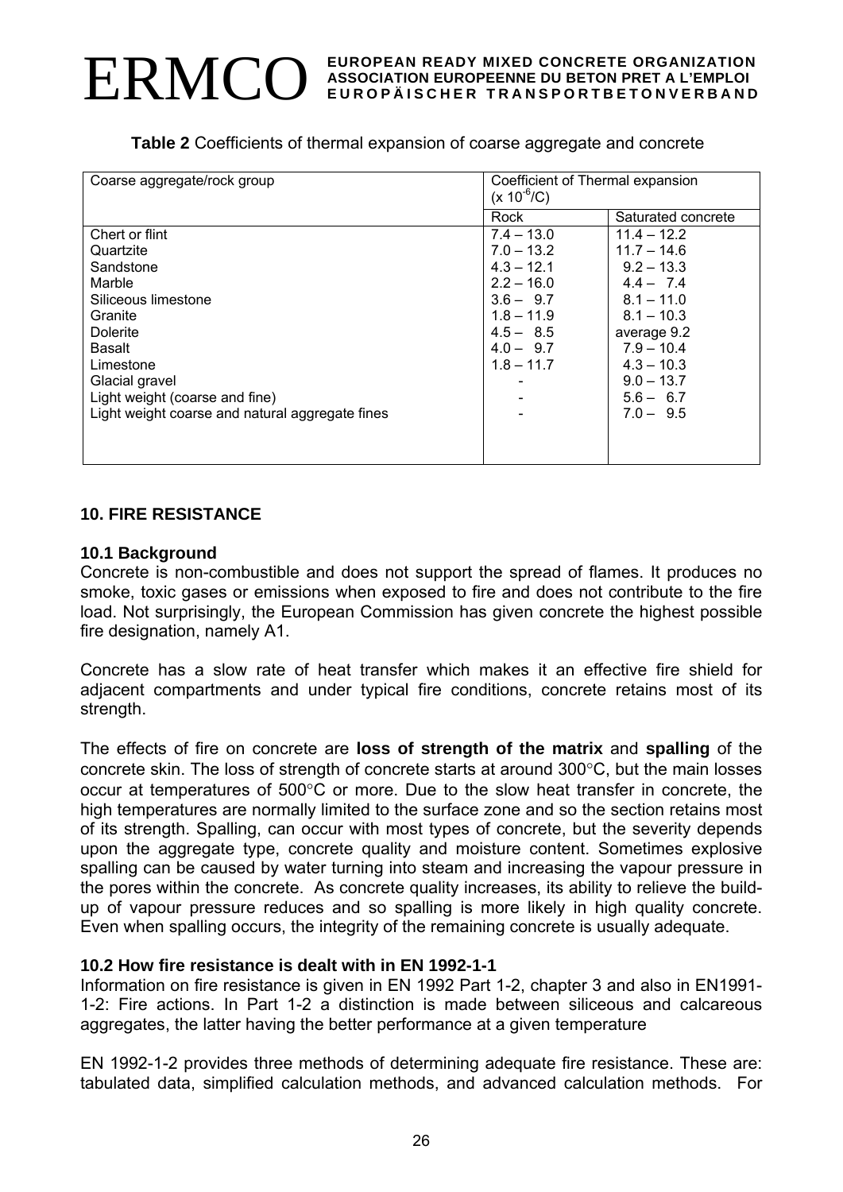**Table 2** Coefficients of thermal expansion of coarse aggregate and concrete

| Coarse aggregate/rock group | Coefficient of Thermal expansion ($x 10^{-6}$/C) | |
|---|---|---|
| | Rock | Saturated concrete |
| Chert or flint | 7.4 – 13.0 | 11.4 – 12.2 |
| Quartzite | 7.0 – 13.2 | 11.7 – 14.6 |
| Sandstone | 4.3 – 12.1 | 9.2 – 13.3 |
| Marble | 2.2 – 16.0 | 4.4 – 7.4 |
| Siliceous limestone | 3.6 – 9.7 | 8.1 – 11.0 |
| Granite | 1.8 – 11.9 | 8.1 – 10.3 |
| Dolerite | 4.5 – 8.5 | average 9.2 |
| Basalt | 4.0 – 9.7 | 7.9 – 10.4 |
| Limestone | 1.8 – 11.7 | 4.3 – 10.3 |
| Glacial gravel | - | 9.0 – 13.7 |
| Light weight (coarse and fine) | - | 5.6 – 6.7 |
| Light weight coarse and natural aggregate fines | - | 7.0 – 9.5 |

## 10. FIRE RESISTANCE

### 10.1 Background

Concrete is non-combustible and does not support the spread of flames. It produces no smoke, toxic gases or emissions when exposed to fire and does not contribute to the fire load. Not surprisingly, the European Commission has given concrete the highest possible fire designation, namely A1.

Concrete has a slow rate of heat transfer which makes it an effective fire shield for adjacent compartments and under typical fire conditions, concrete retains most of its strength.

The effects of fire on concrete are **loss of strength of the matrix** and **spalling** of the concrete skin. The loss of strength of concrete starts at around 300°C, but the main losses occur at temperatures of 500°C or more. Due to the slow heat transfer in concrete, the high temperatures are normally limited to the surface zone and so the section retains most of its strength. Spalling, can occur with most types of concrete, but the severity depends upon the aggregate type, concrete quality and moisture content. Sometimes explosive spalling can be caused by water turning into steam and increasing the vapour pressure in the pores within the concrete. As concrete quality increases, its ability to relieve the build-up of vapour pressure reduces and so spalling is more likely in high quality concrete. Even when spalling occurs, the integrity of the remaining concrete is usually adequate.

### 10.2 How fire resistance is dealt with in EN 1992-1-1

Information on fire resistance is given in EN 1992 Part 1-2, chapter 3 and also in EN1991-1-2: Fire actions. In Part 1-2 a distinction is made between siliceous and calcareous aggregates, the latter having the better performance at a given temperature

EN 1992-1-2 provides three methods of determining adequate fire resistance. These are: tabulated data, simplified calculation methods, and advanced calculation methods. For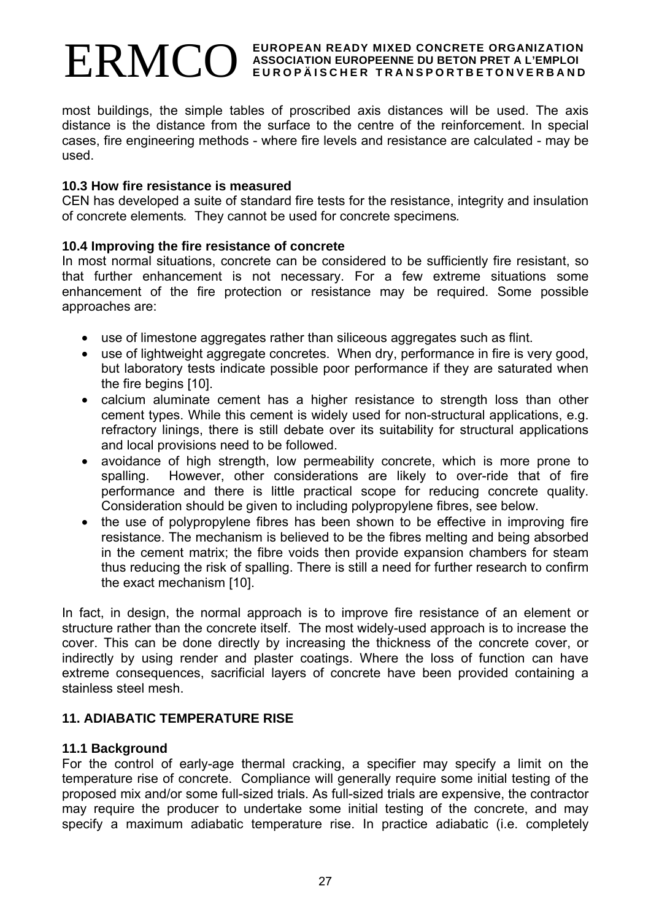most buildings, the simple tables of proscribed axis distances will be used. The axis distance is the distance from the surface to the centre of the reinforcement. In special cases, fire engineering methods - where fire levels and resistance are calculated - may be used.

### 10.3 How fire resistance is measured

CEN has developed a suite of standard fire tests for the resistance, integrity and insulation of concrete elements. They cannot be used for concrete specimens.

### 10.4 Improving the fire resistance of concrete

In most normal situations, concrete can be considered to be sufficiently fire resistant, so that further enhancement is not necessary. For a few extreme situations some enhancement of the fire protection or resistance may be required. Some possible approaches are:

- use of limestone aggregates rather than siliceous aggregates such as flint.
- use of lightweight aggregate concretes. When dry, performance in fire is very good, but laboratory tests indicate possible poor performance if they are saturated when the fire begins [10].
- calcium aluminate cement has a higher resistance to strength loss than other cement types. While this cement is widely used for non-structural applications, e.g. refractory linings, there is still debate over its suitability for structural applications and local provisions need to be followed.
- avoidance of high strength, low permeability concrete, which is more prone to spalling. However, other considerations are likely to over-ride that of fire performance and there is little practical scope for reducing concrete quality. Consideration should be given to including polypropylene fibres, see below.
- the use of polypropylene fibres has been shown to be effective in improving fire resistance. The mechanism is believed to be the fibres melting and being absorbed in the cement matrix; the fibre voids then provide expansion chambers for steam thus reducing the risk of spalling. There is still a need for further research to confirm the exact mechanism [10].

In fact, in design, the normal approach is to improve fire resistance of an element or structure rather than the concrete itself. The most widely-used approach is to increase the cover. This can be done directly by increasing the thickness of the concrete cover, or indirectly by using render and plaster coatings. Where the loss of function can have extreme consequences, sacrificial layers of concrete have been provided containing a stainless steel mesh.

## 11. ADIABATIC TEMPERATURE RISE

### 11.1 Background

For the control of early-age thermal cracking, a specifier may specify a limit on the temperature rise of concrete. Compliance will generally require some initial testing of the proposed mix and/or some full-sized trials. As full-sized trials are expensive, the contractor may require the producer to undertake some initial testing of the concrete, and may specify a maximum adiabatic temperature rise. In practice adiabatic (i.e. completely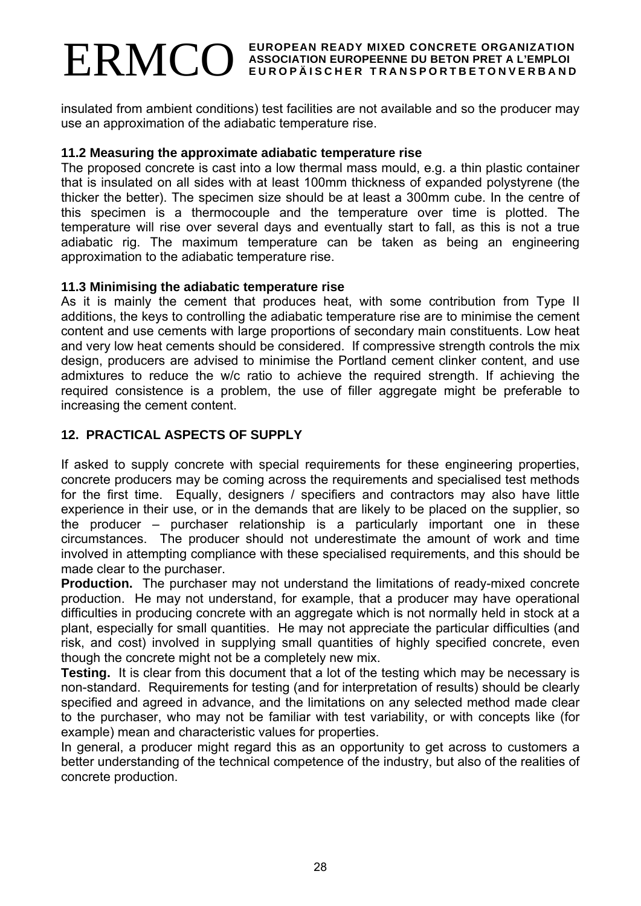insulated from ambient conditions) test facilities are not available and so the producer may use an approximation of the adiabatic temperature rise.

### 11.2 Measuring the approximate adiabatic temperature rise

The proposed concrete is cast into a low thermal mass mould, e.g. a thin plastic container that is insulated on all sides with at least 100mm thickness of expanded polystyrene (the thicker the better). The specimen size should be at least a 300mm cube. In the centre of this specimen is a thermocouple and the temperature over time is plotted. The temperature will rise over several days and eventually start to fall, as this is not a true adiabatic rig. The maximum temperature can be taken as being an engineering approximation to the adiabatic temperature rise.

### 11.3 Minimising the adiabatic temperature rise

As it is mainly the cement that produces heat, with some contribution from Type II additions, the keys to controlling the adiabatic temperature rise are to minimise the cement content and use cements with large proportions of secondary main constituents. Low heat and very low heat cements should be considered. If compressive strength controls the mix design, producers are advised to minimise the Portland cement clinker content, and use admixtures to reduce the w/c ratio to achieve the required strength. If achieving the required consistence is a problem, the use of filler aggregate might be preferable to increasing the cement content.

## 12. PRACTICAL ASPECTS OF SUPPLY

If asked to supply concrete with special requirements for these engineering properties, concrete producers may be coming across the requirements and specialised test methods for the first time. Equally, designers / specifiers and contractors may also have little experience in their use, or in the demands that are likely to be placed on the supplier, so the producer – purchaser relationship is a particularly important one in these circumstances. The producer should not underestimate the amount of work and time involved in attempting compliance with these specialised requirements, and this should be made clear to the purchaser.

**Production.** The purchaser may not understand the limitations of ready-mixed concrete production. He may not understand, for example, that a producer may have operational difficulties in producing concrete with an aggregate which is not normally held in stock at a plant, especially for small quantities. He may not appreciate the particular difficulties (and risk, and cost) involved in supplying small quantities of highly specified concrete, even though the concrete might not be a completely new mix.

**Testing.** It is clear from this document that a lot of the testing which may be necessary is non-standard. Requirements for testing (and for interpretation of results) should be clearly specified and agreed in advance, and the limitations on any selected method made clear to the purchaser, who may not be familiar with test variability, or with concepts like (for example) mean and characteristic values for properties.

In general, a producer might regard this as an opportunity to get across to customers a better understanding of the technical competence of the industry, but also of the realities of concrete production.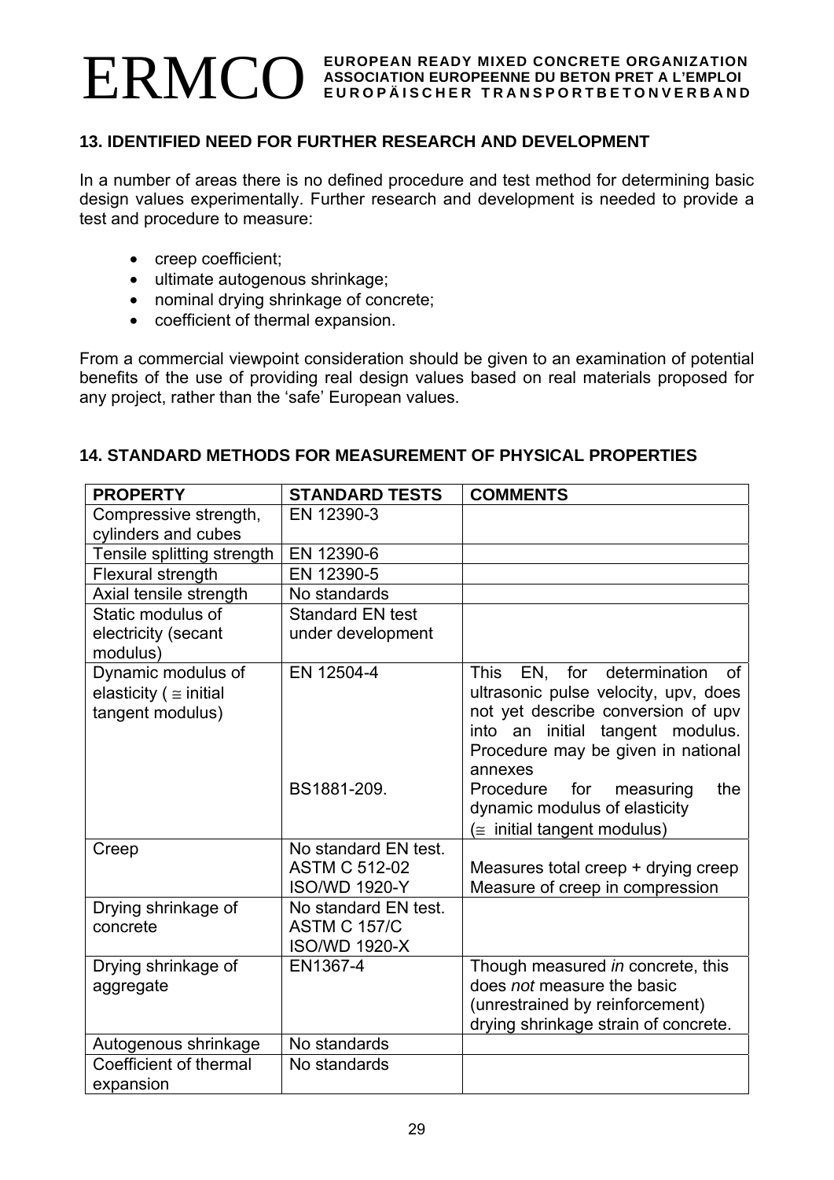## 13. IDENTIFIED NEED FOR FURTHER RESEARCH AND DEVELOPMENT

In a number of areas there is no defined procedure and test method for determining basic design values experimentally. Further research and development is needed to provide a test and procedure to measure:

- creep coefficient;
- ultimate autogenous shrinkage;
- nominal drying shrinkage of concrete;
- coefficient of thermal expansion.

From a commercial viewpoint consideration should be given to an examination of potential benefits of the use of providing real design values based on real materials proposed for any project, rather than the 'safe' European values.

## 14. STANDARD METHODS FOR MEASUREMENT OF PHYSICAL PROPERTIES

| PROPERTY | STANDARD TESTS | COMMENTS |
|---|---|---|
| Compressive strength, cylinders and cubes | EN 12390-3 | |
| Tensile splitting strength | EN 12390-6 | |
| Flexural strength | EN 12390-5 | |
| Axial tensile strength | No standards | |
| Static modulus of electricity (secant modulus) | Standard EN test under development | |
| Dynamic modulus of elasticity ( $\cong$ initial tangent modulus) | EN 12504-4 | This EN, for determination of ultrasonic pulse velocity, upv, does not yet describe conversion of upv into an initial tangent modulus. Procedure may be given in national annexes |
| | BS1881-209. | Procedure for measuring the dynamic modulus of elasticity ($\cong$ initial tangent modulus) |
| Creep | No standard EN test. ASTM C 512-02 ISO/WD 1920-Y | Measures total creep + drying creep Measure of creep in compression |
| Drying shrinkage of concrete | No standard EN test. ASTM C 157/C ISO/WD 1920-X | |
| Drying shrinkage of aggregate | EN1367-4 | Though measured *in* concrete, this does *not* measure the basic (unrestrained by reinforcement) drying shrinkage strain of concrete. |
| Autogenous shrinkage | No standards | |
| Coefficient of thermal expansion | No standards | |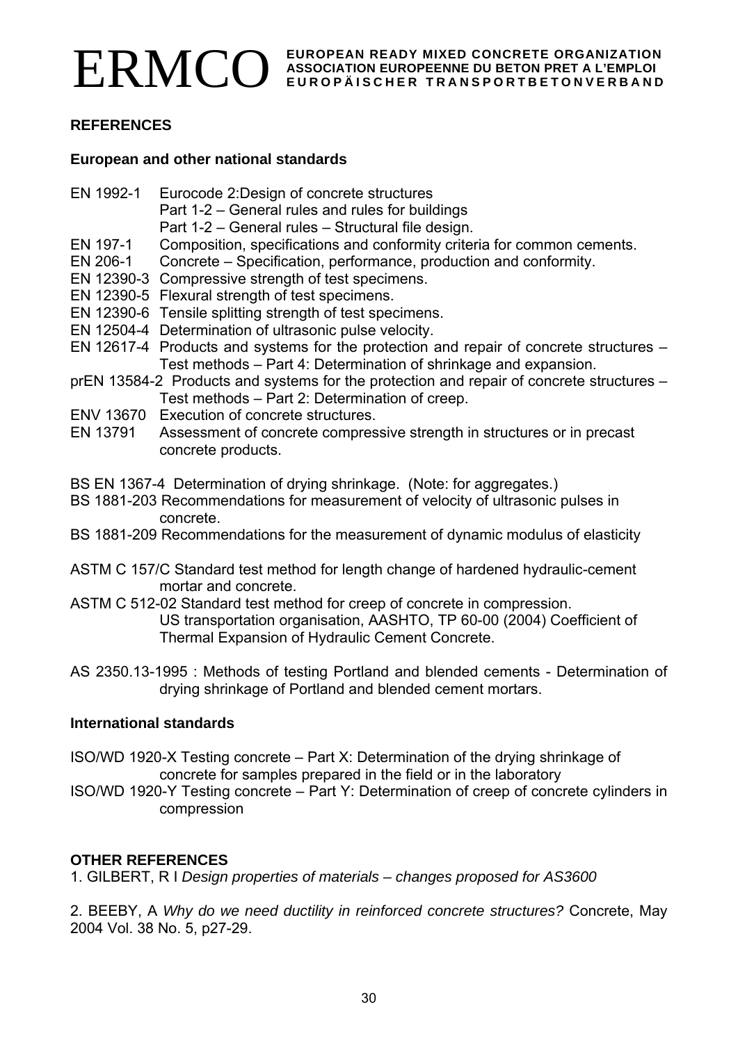# REFERENCES

## European and other national standards

EN 1992-1 Eurocode 2:Design of concrete structures
Part 1-2 – General rules and rules for buildings
Part 1-2 – General rules – Structural file design.

EN 197-1 Composition, specifications and conformity criteria for common cements.

EN 206-1 Concrete – Specification, performance, production and conformity.

EN 12390-3 Compressive strength of test specimens.

EN 12390-5 Flexural strength of test specimens.

EN 12390-6 Tensile splitting strength of test specimens.

EN 12504-4 Determination of ultrasonic pulse velocity.

EN 12617-4 Products and systems for the protection and repair of concrete structures – Test methods – Part 4: Determination of shrinkage and expansion.

prEN 13584-2 Products and systems for the protection and repair of concrete structures – Test methods – Part 2: Determination of creep.

ENV 13670 Execution of concrete structures.

EN 13791 Assessment of concrete compressive strength in structures or in precast concrete products.

BS EN 1367-4 Determination of drying shrinkage. (Note: for aggregates.)

BS 1881-203 Recommendations for measurement of velocity of ultrasonic pulses in concrete.

BS 1881-209 Recommendations for the measurement of dynamic modulus of elasticity

ASTM C 157/C Standard test method for length change of hardened hydraulic-cement mortar and concrete.

ASTM C 512-02 Standard test method for creep of concrete in compression.
US transportation organisation, AASHTO, TP 60-00 (2004) Coefficient of Thermal Expansion of Hydraulic Cement Concrete.

AS 2350.13-1995 : Methods of testing Portland and blended cements - Determination of drying shrinkage of Portland and blended cement mortars.

## International standards

ISO/WD 1920-X Testing concrete – Part X: Determination of the drying shrinkage of concrete for samples prepared in the field or in the laboratory

ISO/WD 1920-Y Testing concrete – Part Y: Determination of creep of concrete cylinders in compression

# OTHER REFERENCES

1. GILBERT, R I *Design properties of materials – changes proposed for AS3600*

2. BEEBY, A *Why do we need ductility in reinforced concrete structures?* Concrete, May 2004 Vol. 38 No. 5, p27-29.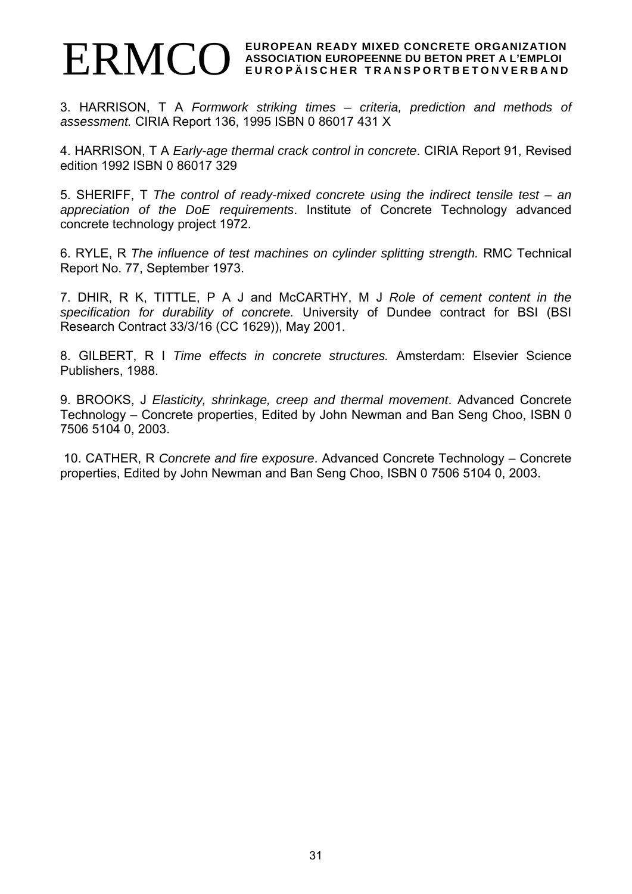3. HARRISON, T A *Formwork striking times – criteria, prediction and methods of assessment.* CIRIA Report 136, 1995 ISBN 0 86017 431 X

4. HARRISON, T A *Early-age thermal crack control in concrete*. CIRIA Report 91, Revised edition 1992 ISBN 0 86017 329

5. SHERIFF, T *The control of ready-mixed concrete using the indirect tensile test – an appreciation of the DoE requirements*. Institute of Concrete Technology advanced concrete technology project 1972.

6. RYLE, R *The influence of test machines on cylinder splitting strength.* RMC Technical Report No. 77, September 1973.

7. DHIR, R K, TITTLE, P A J and McCARTHY, M J *Role of cement content in the specification for durability of concrete.* University of Dundee contract for BSI (BSI Research Contract 33/3/16 (CC 1629)), May 2001.

8. GILBERT, R I *Time effects in concrete structures.* Amsterdam: Elsevier Science Publishers, 1988.

9. BROOKS, J *Elasticity, shrinkage, creep and thermal movement*. Advanced Concrete Technology – Concrete properties, Edited by John Newman and Ban Seng Choo, ISBN 0 7506 5104 0, 2003.

10. CATHER, R *Concrete and fire exposure*. Advanced Concrete Technology – Concrete properties, Edited by John Newman and Ban Seng Choo, ISBN 0 7506 5104 0, 2003.